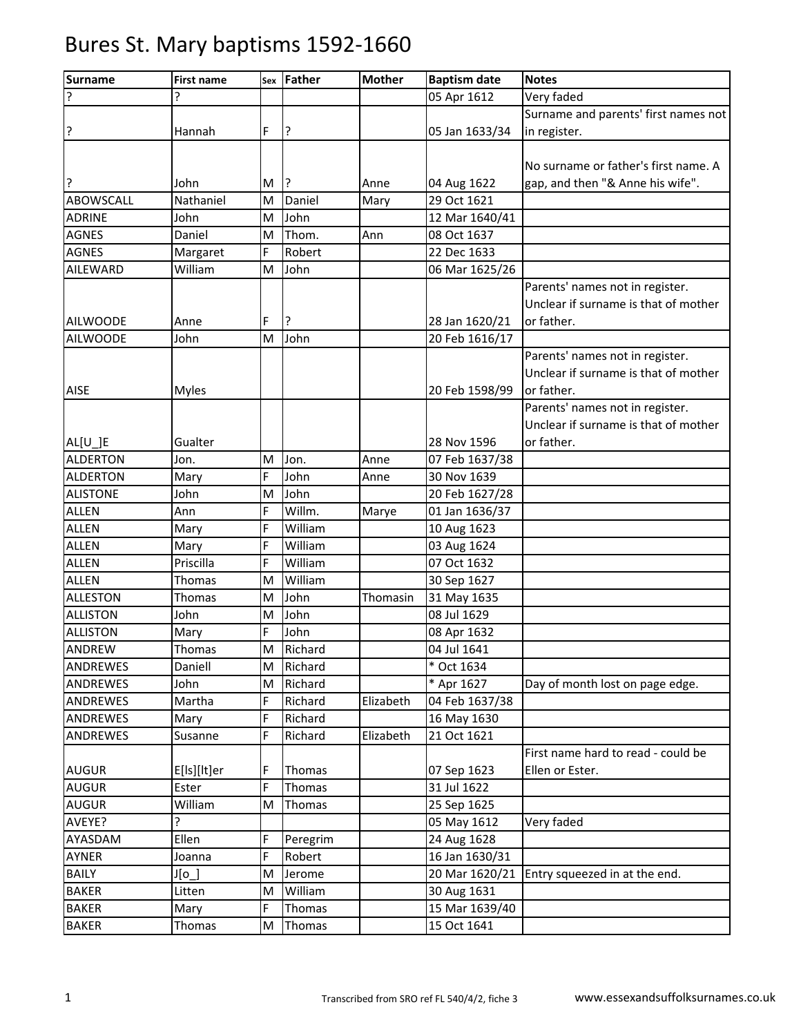# Bures St. Mary baptisms 1592-1660

| Surname | First name | Sex | Father | Mother | Baptism date | Notes |
|---|---|---|---|---|---|---|
| ? | ? | | | | 05 Apr 1612 | Very faded |
| ? | Hannah | F | ? | | 05 Jan 1633/34 | Surname and parents' first names not in register. |
| ? | John | M | ? | Anne | 04 Aug 1622 | No surname or father's first name. A gap, and then "& Anne his wife". |
| ABOWSCALL | Nathaniel | M | Daniel | Mary | 29 Oct 1621 | |
| ADRINE | John | M | John | | 12 Mar 1640/41 | |
| AGNES | Daniel | M | Thom. | Ann | 08 Oct 1637 | |
| AGNES | Margaret | F | Robert | | 22 Dec 1633 | |
| AILEWARD | William | M | John | | 06 Mar 1625/26 | |
| AILWOODE | Anne | F | ? | | 28 Jan 1620/21 | Parents' names not in register. Unclear if surname is that of mother or father. |
| AILWOODE | John | M | John | | 20 Feb 1616/17 | |
| AISE | Myles | | | | 20 Feb 1598/99 | Parents' names not in register. Unclear if surname is that of mother or father. |
| AL[U_]E | Gualter | | | | 28 Nov 1596 | Parents' names not in register. Unclear if surname is that of mother or father. |
| ALDERTON | Jon. | M | Jon. | Anne | 07 Feb 1637/38 | |
| ALDERTON | Mary | F | John | Anne | 30 Nov 1639 | |
| ALISTONE | John | M | John | | 20 Feb 1627/28 | |
| ALLEN | Ann | F | Willm. | Marye | 01 Jan 1636/37 | |
| ALLEN | Mary | F | William | | 10 Aug 1623 | |
| ALLEN | Mary | F | William | | 03 Aug 1624 | |
| ALLEN | Priscilla | F | William | | 07 Oct 1632 | |
| ALLEN | Thomas | M | William | | 30 Sep 1627 | |
| ALLESTON | Thomas | M | John | Thomasin | 31 May 1635 | |
| ALLISTON | John | M | John | | 08 Jul 1629 | |
| ALLISTON | Mary | F | John | | 08 Apr 1632 | |
| ANDREW | Thomas | M | Richard | | 04 Jul 1641 | |
| ANDREWES | Daniell | M | Richard | | * Oct 1634 | |
| ANDREWES | John | M | Richard | | * Apr 1627 | Day of month lost on page edge. |
| ANDREWES | Martha | F | Richard | Elizabeth | 04 Feb 1637/38 | |
| ANDREWES | Mary | F | Richard | | 16 May 1630 | |
| ANDREWES | Susanne | F | Richard | Elizabeth | 21 Oct 1621 | |
| AUGUR | E[ls][lt]er | F | Thomas | | 07 Sep 1623 | First name hard to read - could be Ellen or Ester. |
| AUGUR | Ester | F | Thomas | | 31 Jul 1622 | |
| AUGUR | William | M | Thomas | | 25 Sep 1625 | |
| AVEYE? | ? | | | | 05 May 1612 | Very faded |
| AYASDAM | Ellen | F | Peregrim | | 24 Aug 1628 | |
| AYNER | Joanna | F | Robert | | 16 Jan 1630/31 | |
| BAILY | J[o_] | M | Jerome | | 20 Mar 1620/21 | Entry squeezed in at the end. |
| BAKER | Litten | M | William | | 30 Aug 1631 | |
| BAKER | Mary | F | Thomas | | 15 Mar 1639/40 | |
| BAKER | Thomas | M | Thomas | | 15 Oct 1641 | |

Transcribed from SRO ref FL 540/4/2, fiche 3

www.essexandsuffolksurnames.co.uk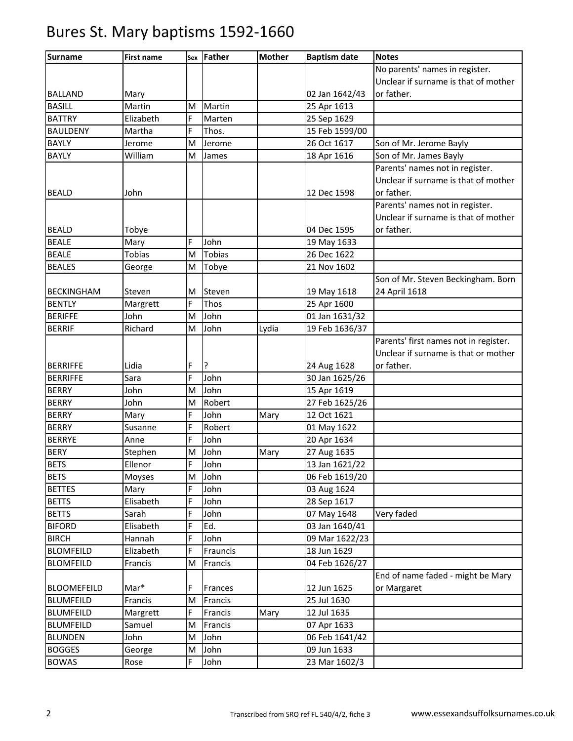# Bures St. Mary baptisms 1592-1660

| Surname | First name | Sex | Father | Mother | Baptism date | Notes |
|---|---|---|---|---|---|---|
| BALLAND | Mary | | | | 02 Jan 1642/43 | No parents' names in register. Unclear if surname is that of mother or father. |
| BASILL | Martin | M | Martin | | 25 Apr 1613 | |
| BATTRY | Elizabeth | F | Marten | | 25 Sep 1629 | |
| BAULDENY | Martha | F | Thos. | | 15 Feb 1599/00 | |
| BAYLY | Jerome | M | Jerome | | 26 Oct 1617 | Son of Mr. Jerome Bayly |
| BAYLY | William | M | James | | 18 Apr 1616 | Son of Mr. James Bayly |
| BEALD | John | | | | 12 Dec 1598 | Parents' names not in register. Unclear if surname is that of mother or father. |
| BEALD | Tobye | | | | 04 Dec 1595 | Parents' names not in register. Unclear if surname is that of mother or father. |
| BEALE | Mary | F | John | | 19 May 1633 | |
| BEALE | Tobias | M | Tobias | | 26 Dec 1622 | |
| BEALES | George | M | Tobye | | 21 Nov 1602 | |
| BECKINGHAM | Steven | M | Steven | | 19 May 1618 | Son of Mr. Steven Beckingham. Born 24 April 1618 |
| BENTLY | Margrett | F | Thos | | 25 Apr 1600 | |
| BERIFFE | John | M | John | | 01 Jan 1631/32 | |
| BERRIF | Richard | M | John | Lydia | 19 Feb 1636/37 | |
| BERRIFFE | Lidia | F | ? | | 24 Aug 1628 | Parents' first names not in register. Unclear if surname is that or mother or father. |
| BERRIFFE | Sara | F | John | | 30 Jan 1625/26 | |
| BERRY | John | M | John | | 15 Apr 1619 | |
| BERRY | John | M | Robert | | 27 Feb 1625/26 | |
| BERRY | Mary | F | John | Mary | 12 Oct 1621 | |
| BERRY | Susanne | F | Robert | | 01 May 1622 | |
| BERRYE | Anne | F | John | | 20 Apr 1634 | |
| BERY | Stephen | M | John | Mary | 27 Aug 1635 | |
| BETS | Ellenor | F | John | | 13 Jan 1621/22 | |
| BETS | Moyses | M | John | | 06 Feb 1619/20 | |
| BETTES | Mary | F | John | | 03 Aug 1624 | |
| BETTS | Elisabeth | F | John | | 28 Sep 1617 | |
| BETTS | Sarah | F | John | | 07 May 1648 | Very faded |
| BIFORD | Elisabeth | F | Ed. | | 03 Jan 1640/41 | |
| BIRCH | Hannah | F | John | | 09 Mar 1622/23 | |
| BLOMFEILD | Elizabeth | F | Frauncis | | 18 Jun 1629 | |
| BLOMFEILD | Francis | M | Francis | | 04 Feb 1626/27 | |
| BLOOMEFEILD | Mar* | F | Frances | | 12 Jun 1625 | End of name faded - might be Mary or Margaret |
| BLUMFEILD | Francis | M | Francis | | 25 Jul 1630 | |
| BLUMFEILD | Margrett | F | Francis | Mary | 12 Jul 1635 | |
| BLUMFEILD | Samuel | M | Francis | | 07 Apr 1633 | |
| BLUNDEN | John | M | John | | 06 Feb 1641/42 | |
| BOGGES | George | M | John | | 09 Jun 1633 | |
| BOWAS | Rose | F | John | | 23 Mar 1602/3 | |

Transcribed from SRO ref FL 540/4/2, fiche 3 www.essexandsuffolksurnames.co.uk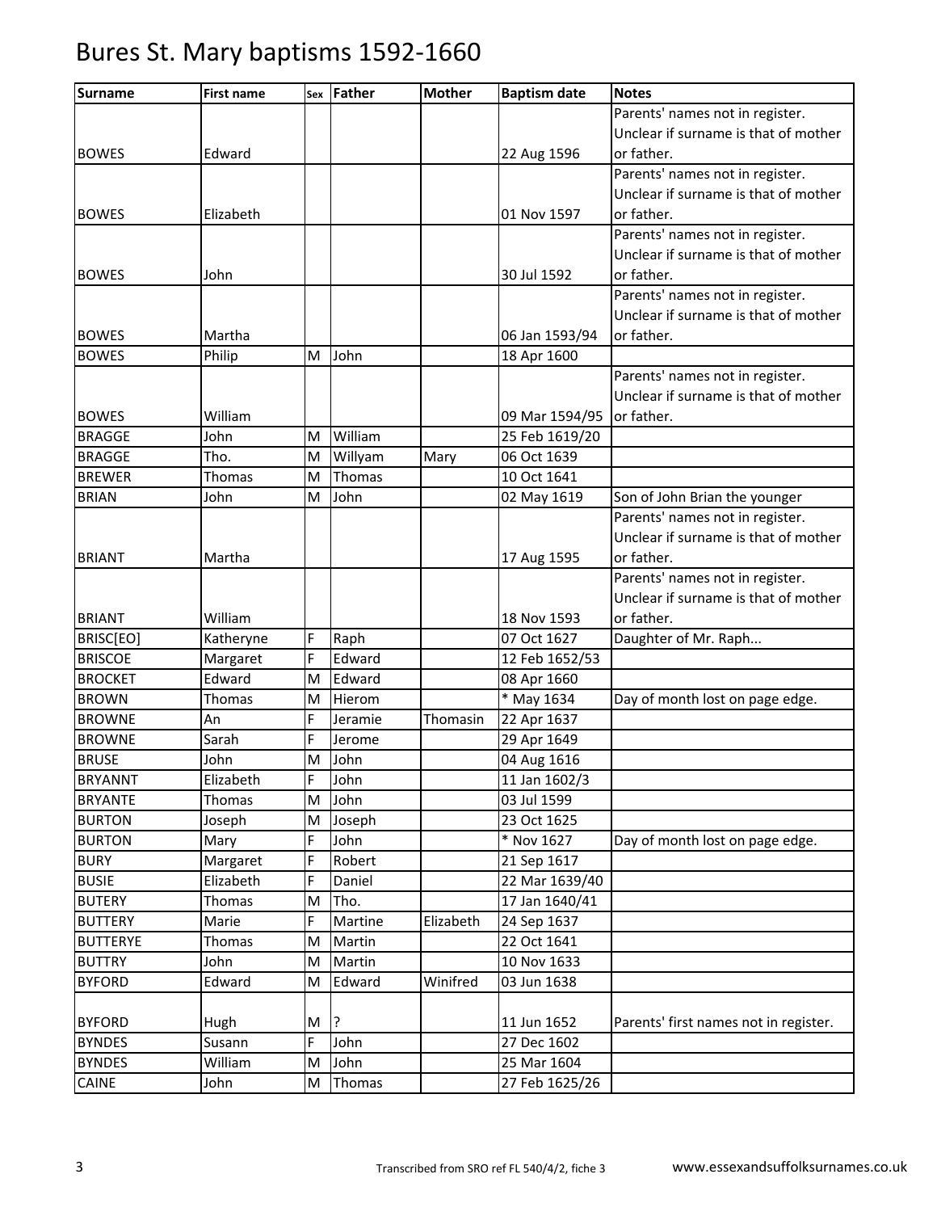# Bures St. Mary baptisms 1592-1660

| Surname | First name | Sex | Father | Mother | Baptism date | Notes |
|---|---|---|---|---|---|---|
| BOWES | Edward | | | | 22 Aug 1596 | Parents' names not in register. Unclear if surname is that of mother or father. |
| BOWES | Elizabeth | | | | 01 Nov 1597 | Parents' names not in register. Unclear if surname is that of mother or father. |
| BOWES | John | | | | 30 Jul 1592 | Parents' names not in register. Unclear if surname is that of mother or father. |
| BOWES | Martha | | | | 06 Jan 1593/94 | Parents' names not in register. Unclear if surname is that of mother or father. |
| BOWES | Philip | M | John | | 18 Apr 1600 | |
| BOWES | William | | | | 09 Mar 1594/95 | Parents' names not in register. Unclear if surname is that of mother or father. |
| BRAGGE | John | M | William | | 25 Feb 1619/20 | |
| BRAGGE | Tho. | M | Willyam | Mary | 06 Oct 1639 | |
| BREWER | Thomas | M | Thomas | | 10 Oct 1641 | |
| BRIAN | John | M | John | | 02 May 1619 | Son of John Brian the younger |
| BRIANT | Martha | | | | 17 Aug 1595 | Parents' names not in register. Unclear if surname is that of mother or father. |
| BRIANT | William | | | | 18 Nov 1593 | Parents' names not in register. Unclear if surname is that of mother or father. |
| BRISC[EO] | Katheryne | F | Raph | | 07 Oct 1627 | Daughter of Mr. Raph... |
| BRISCOE | Margaret | F | Edward | | 12 Feb 1652/53 | |
| BROCKET | Edward | M | Edward | | 08 Apr 1660 | |
| BROWN | Thomas | M | Hierom | | * May 1634 | Day of month lost on page edge. |
| BROWNE | An | F | Jeramie | Thomasin | 22 Apr 1637 | |
| BROWNE | Sarah | F | Jerome | | 29 Apr 1649 | |
| BRUSE | John | M | John | | 04 Aug 1616 | |
| BRYANNT | Elizabeth | F | John | | 11 Jan 1602/3 | |
| BRYANTE | Thomas | M | John | | 03 Jul 1599 | |
| BURTON | Joseph | M | Joseph | | 23 Oct 1625 | |
| BURTON | Mary | F | John | | * Nov 1627 | Day of month lost on page edge. |
| BURY | Margaret | F | Robert | | 21 Sep 1617 | |
| BUSIE | Elizabeth | F | Daniel | | 22 Mar 1639/40 | |
| BUTERY | Thomas | M | Tho. | | 17 Jan 1640/41 | |
| BUTTERY | Marie | F | Martine | Elizabeth | 24 Sep 1637 | |
| BUTTERYE | Thomas | M | Martin | | 22 Oct 1641 | |
| BUTTRY | John | M | Martin | | 10 Nov 1633 | |
| BYFORD | Edward | M | Edward | Winifred | 03 Jun 1638 | |
| BYFORD | Hugh | M | ? | | 11 Jun 1652 | Parents' first names not in register. |
| BYNDES | Susann | F | John | | 27 Dec 1602 | |
| BYNDES | William | M | John | | 25 Mar 1604 | |
| CAINE | John | M | Thomas | | 27 Feb 1625/26 | |

Transcribed from SRO ref FL 540/4/2, fiche 3

www.essexandsuffolksurnames.co.uk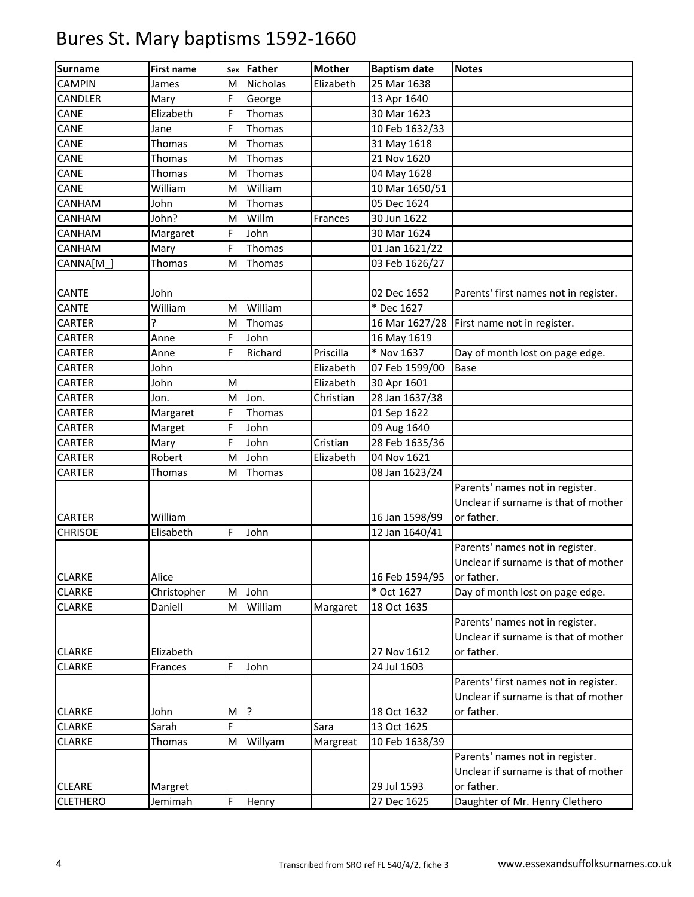# Bures St. Mary baptisms 1592-1660

| Surname | First name | Sex | Father | Mother | Baptism date | Notes |
|---|---|---|---|---|---|---|
| CAMPIN | James | M | Nicholas | Elizabeth | 25 Mar 1638 | |
| CANDLER | Mary | F | George | | 13 Apr 1640 | |
| CANE | Elizabeth | F | Thomas | | 30 Mar 1623 | |
| CANE | Jane | F | Thomas | | 10 Feb 1632/33 | |
| CANE | Thomas | M | Thomas | | 31 May 1618 | |
| CANE | Thomas | M | Thomas | | 21 Nov 1620 | |
| CANE | Thomas | M | Thomas | | 04 May 1628 | |
| CANE | William | M | William | | 10 Mar 1650/51 | |
| CANHAM | John | M | Thomas | | 05 Dec 1624 | |
| CANHAM | John? | M | Willm | Frances | 30 Jun 1622 | |
| CANHAM | Margaret | F | John | | 30 Mar 1624 | |
| CANHAM | Mary | F | Thomas | | 01 Jan 1621/22 | |
| CANNA[M_] | Thomas | M | Thomas | | 03 Feb 1626/27 | |
| CANTE | John | | | | 02 Dec 1652 | Parents' first names not in register. |
| CANTE | William | M | William | | * Dec 1627 | |
| CARTER | ? | M | Thomas | | 16 Mar 1627/28 | First name not in register. |
| CARTER | Anne | F | John | | 16 May 1619 | |
| CARTER | Anne | F | Richard | Priscilla | * Nov 1637 | Day of month lost on page edge. |
| CARTER | John | | | Elizabeth | 07 Feb 1599/00 | Base |
| CARTER | John | M | | Elizabeth | 30 Apr 1601 | |
| CARTER | Jon. | M | Jon. | Christian | 28 Jan 1637/38 | |
| CARTER | Margaret | F | Thomas | | 01 Sep 1622 | |
| CARTER | Marget | F | John | | 09 Aug 1640 | |
| CARTER | Mary | F | John | Cristian | 28 Feb 1635/36 | |
| CARTER | Robert | M | John | Elizabeth | 04 Nov 1621 | |
| CARTER | Thomas | M | Thomas | | 08 Jan 1623/24 | |
| CARTER | William | | | | 16 Jan 1598/99 | Parents' names not in register. Unclear if surname is that of mother or father. |
| CHRISOE | Elisabeth | F | John | | 12 Jan 1640/41 | |
| CLARKE | Alice | | | | 16 Feb 1594/95 | Parents' names not in register. Unclear if surname is that of mother or father. |
| CLARKE | Christopher | M | John | | * Oct 1627 | Day of month lost on page edge. |
| CLARKE | Daniell | M | William | Margaret | 18 Oct 1635 | |
| CLARKE | Elizabeth | | | | 27 Nov 1612 | Parents' names not in register. Unclear if surname is that of mother or father. |
| CLARKE | Frances | F | John | | 24 Jul 1603 | |
| CLARKE | John | M | ? | | 18 Oct 1632 | Parents' first names not in register. Unclear if surname is that of mother or father. |
| CLARKE | Sarah | F | | Sara | 13 Oct 1625 | |
| CLARKE | Thomas | M | Willyam | Margreat | 10 Feb 1638/39 | |
| CLEARE | Margret | | | | 29 Jul 1593 | Parents' names not in register. Unclear if surname is that of mother or father. |
| CLETHERO | Jemimah | F | Henry | | 27 Dec 1625 | Daughter of Mr. Henry Clethero |

Transcribed from SRO ref FL 540/4/2, fiche 3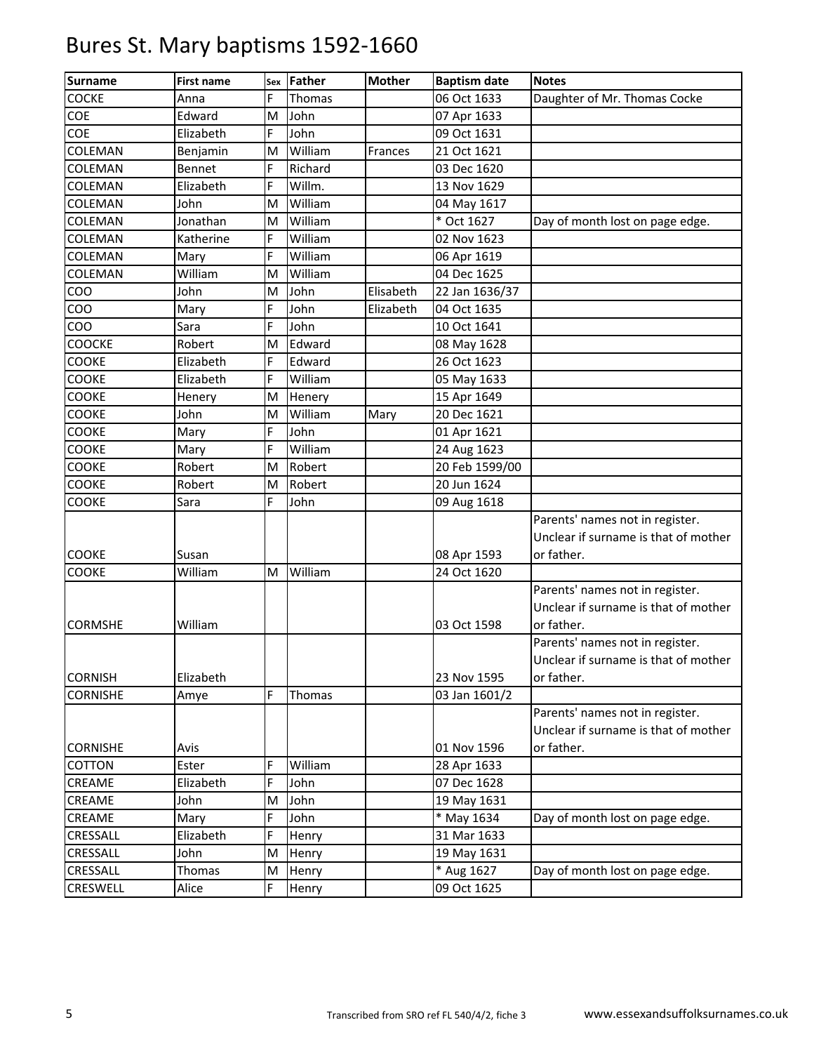# Bures St. Mary baptisms 1592-1660

| Surname | First name | Sex | Father | Mother | Baptism date | Notes |
|---|---|---|---|---|---|---|
| COCKE | Anna | F | Thomas | | 06 Oct 1633 | Daughter of Mr. Thomas Cocke |
| COE | Edward | M | John | | 07 Apr 1633 | |
| COE | Elizabeth | F | John | | 09 Oct 1631 | |
| COLEMAN | Benjamin | M | William | Frances | 21 Oct 1621 | |
| COLEMAN | Bennet | F | Richard | | 03 Dec 1620 | |
| COLEMAN | Elizabeth | F | Willm. | | 13 Nov 1629 | |
| COLEMAN | John | M | William | | 04 May 1617 | |
| COLEMAN | Jonathan | M | William | | * Oct 1627 | Day of month lost on page edge. |
| COLEMAN | Katherine | F | William | | 02 Nov 1623 | |
| COLEMAN | Mary | F | William | | 06 Apr 1619 | |
| COLEMAN | William | M | William | | 04 Dec 1625 | |
| COO | John | M | John | Elisabeth | 22 Jan 1636/37 | |
| COO | Mary | F | John | Elizabeth | 04 Oct 1635 | |
| COO | Sara | F | John | | 10 Oct 1641 | |
| COOCKE | Robert | M | Edward | | 08 May 1628 | |
| COOKE | Elizabeth | F | Edward | | 26 Oct 1623 | |
| COOKE | Elizabeth | F | William | | 05 May 1633 | |
| COOKE | Henery | M | Henery | | 15 Apr 1649 | |
| COOKE | John | M | William | Mary | 20 Dec 1621 | |
| COOKE | Mary | F | John | | 01 Apr 1621 | |
| COOKE | Mary | F | William | | 24 Aug 1623 | |
| COOKE | Robert | M | Robert | | 20 Feb 1599/00 | |
| COOKE | Robert | M | Robert | | 20 Jun 1624 | |
| COOKE | Sara | F | John | | 09 Aug 1618 | |
| COOKE | Susan | | | | 08 Apr 1593 | Parents' names not in register. Unclear if surname is that of mother or father. |
| COOKE | William | M | William | | 24 Oct 1620 | |
| CORMSHE | William | | | | 03 Oct 1598 | Parents' names not in register. Unclear if surname is that of mother or father. |
| CORNISH | Elizabeth | | | | 23 Nov 1595 | Parents' names not in register. Unclear if surname is that of mother or father. |
| CORNISHE | Amye | F | Thomas | | 03 Jan 1601/2 | |
| CORNISHE | Avis | | | | 01 Nov 1596 | Parents' names not in register. Unclear if surname is that of mother or father. |
| COTTON | Ester | F | William | | 28 Apr 1633 | |
| CREAME | Elizabeth | F | John | | 07 Dec 1628 | |
| CREAME | John | M | John | | 19 May 1631 | |
| CREAME | Mary | F | John | | * May 1634 | Day of month lost on page edge. |
| CRESSALL | Elizabeth | F | Henry | | 31 Mar 1633 | |
| CRESSALL | John | M | Henry | | 19 May 1631 | |
| CRESSALL | Thomas | M | Henry | | * Aug 1627 | Day of month lost on page edge. |
| CRESWELL | Alice | F | Henry | | 09 Oct 1625 | |

Transcribed from SRO ref FL 540/4/2, fiche 3 www.essexandsuffolksurnames.co.uk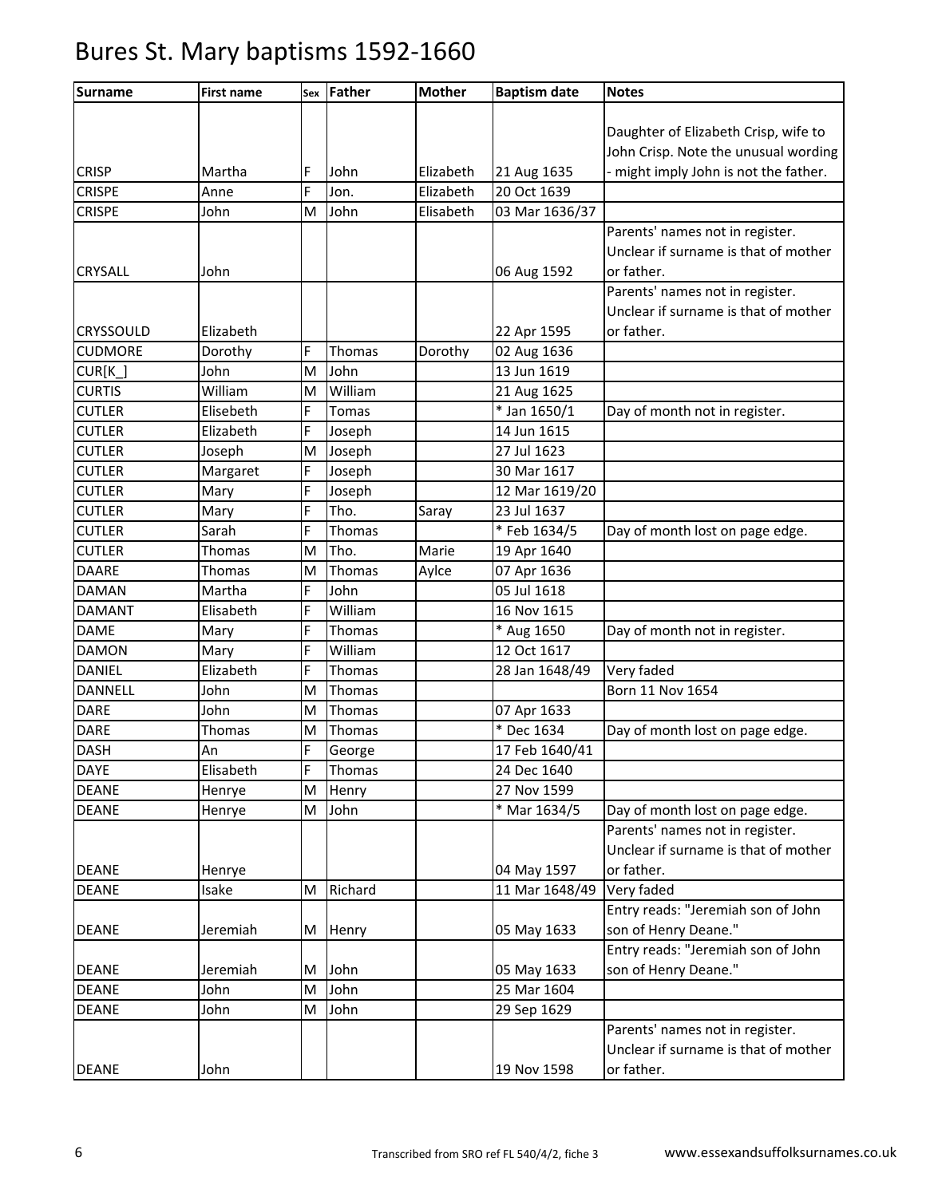# Bures St. Mary baptisms 1592-1660

| Surname | First name | Sex | Father | Mother | Baptism date | Notes |
|---|---|---|---|---|---|---|
| CRISP | Martha | F | John | Elizabeth | 21 Aug 1635 | Daughter of Elizabeth Crisp, wife to John Crisp. Note the unusual wording - might imply John is not the father. |
| CRISPE | Anne | F | Jon. | Elizabeth | 20 Oct 1639 | |
| CRISPE | John | M | John | Elisabeth | 03 Mar 1636/37 | |
| CRYSALL | John | | | | 06 Aug 1592 | Parents' names not in register. Unclear if surname is that of mother or father. |
| CRYSSOULD | Elizabeth | | | | 22 Apr 1595 | Parents' names not in register. Unclear if surname is that of mother or father. |
| CUDMORE | Dorothy | F | Thomas | Dorothy | 02 Aug 1636 | |
| CUR[K_] | John | M | John | | 13 Jun 1619 | |
| CURTIS | William | M | William | | 21 Aug 1625 | |
| CUTLER | Elisebeth | F | Tomas | | * Jan 1650/1 | Day of month not in register. |
| CUTLER | Elizabeth | F | Joseph | | 14 Jun 1615 | |
| CUTLER | Joseph | M | Joseph | | 27 Jul 1623 | |
| CUTLER | Margaret | F | Joseph | | 30 Mar 1617 | |
| CUTLER | Mary | F | Joseph | | 12 Mar 1619/20 | |
| CUTLER | Mary | F | Tho. | Saray | 23 Jul 1637 | |
| CUTLER | Sarah | F | Thomas | | * Feb 1634/5 | Day of month lost on page edge. |
| CUTLER | Thomas | M | Tho. | Marie | 19 Apr 1640 | |
| DAARE | Thomas | M | Thomas | Aylce | 07 Apr 1636 | |
| DAMAN | Martha | F | John | | 05 Jul 1618 | |
| DAMANT | Elisabeth | F | William | | 16 Nov 1615 | |
| DAME | Mary | F | Thomas | | * Aug 1650 | Day of month not in register. |
| DAMON | Mary | F | William | | 12 Oct 1617 | |
| DANIEL | Elizabeth | F | Thomas | | 28 Jan 1648/49 | Very faded |
| DANNELL | John | M | Thomas | | | Born 11 Nov 1654 |
| DARE | John | M | Thomas | | 07 Apr 1633 | |
| DARE | Thomas | M | Thomas | | * Dec 1634 | Day of month lost on page edge. |
| DASH | An | F | George | | 17 Feb 1640/41 | |
| DAYE | Elisabeth | F | Thomas | | 24 Dec 1640 | |
| DEANE | Henrye | M | Henry | | 27 Nov 1599 | |
| DEANE | Henrye | M | John | | * Mar 1634/5 | Day of month lost on page edge. |
| DEANE | Henrye | | | | 04 May 1597 | Parents' names not in register. Unclear if surname is that of mother or father. |
| DEANE | Isake | M | Richard | | 11 Mar 1648/49 | Very faded |
| DEANE | Jeremiah | M | Henry | | 05 May 1633 | Entry reads: "Jeremiah son of John son of Henry Deane." |
| DEANE | Jeremiah | M | John | | 05 May 1633 | Entry reads: "Jeremiah son of John son of Henry Deane." |
| DEANE | John | M | John | | 25 Mar 1604 | |
| DEANE | John | M | John | | 29 Sep 1629 | |
| DEANE | John | | | | 19 Nov 1598 | Parents' names not in register. Unclear if surname is that of mother or father. |

Transcribed from SRO ref FL 540/4/2, fiche 3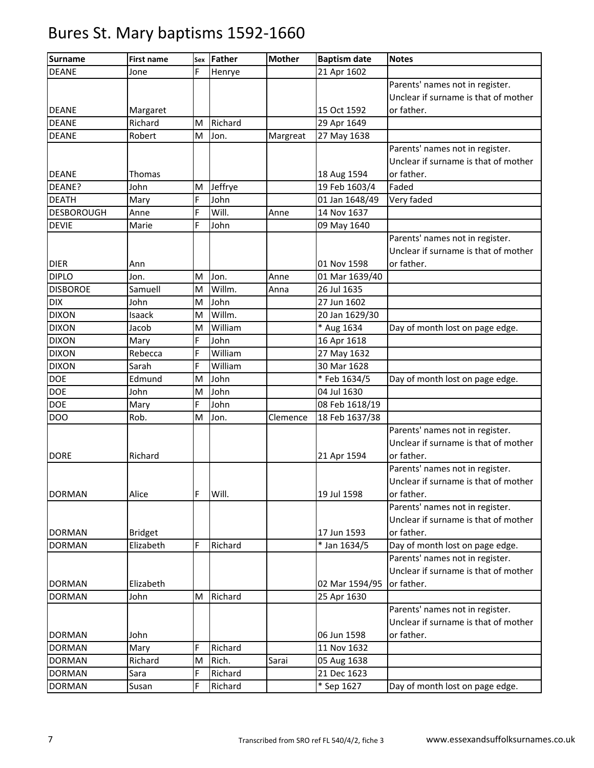# Bures St. Mary baptisms 1592-1660

| Surname | First name | Sex | Father | Mother | Baptism date | Notes |
|---|---|---|---|---|---|---|
| DEANE | Jone | F | Henrye | | 21 Apr 1602 | |
| DEANE | Margaret | | | | 15 Oct 1592 | Parents' names not in register. Unclear if surname is that of mother or father. |
| DEANE | Richard | M | Richard | | 29 Apr 1649 | |
| DEANE | Robert | M | Jon. | Margreat | 27 May 1638 | |
| DEANE | Thomas | | | | 18 Aug 1594 | Parents' names not in register. Unclear if surname is that of mother or father. |
| DEANE? | John | M | Jeffrye | | 19 Feb 1603/4 | Faded |
| DEATH | Mary | F | John | | 01 Jan 1648/49 | Very faded |
| DESBOROUGH | Anne | F | Will. | Anne | 14 Nov 1637 | |
| DEVIE | Marie | F | John | | 09 May 1640 | |
| DIER | Ann | | | | 01 Nov 1598 | Parents' names not in register. Unclear if surname is that of mother or father. |
| DIPLO | Jon. | M | Jon. | Anne | 01 Mar 1639/40 | |
| DISBOROE | Samuell | M | Willm. | Anna | 26 Jul 1635 | |
| DIX | John | M | John | | 27 Jun 1602 | |
| DIXON | Isaack | M | Willm. | | 20 Jan 1629/30 | |
| DIXON | Jacob | M | William | | * Aug 1634 | Day of month lost on page edge. |
| DIXON | Mary | F | John | | 16 Apr 1618 | |
| DIXON | Rebecca | F | William | | 27 May 1632 | |
| DIXON | Sarah | F | William | | 30 Mar 1628 | |
| DOE | Edmund | M | John | | * Feb 1634/5 | Day of month lost on page edge. |
| DOE | John | M | John | | 04 Jul 1630 | |
| DOE | Mary | F | John | | 08 Feb 1618/19 | |
| DOO | Rob. | M | Jon. | Clemence | 18 Feb 1637/38 | |
| DORE | Richard | | | | 21 Apr 1594 | Parents' names not in register. Unclear if surname is that of mother or father. |
| DORMAN | Alice | F | Will. | | 19 Jul 1598 | Parents' names not in register. Unclear if surname is that of mother or father. |
| DORMAN | Bridget | | | | 17 Jun 1593 | Parents' names not in register. Unclear if surname is that of mother or father. |
| DORMAN | Elizabeth | F | Richard | | * Jan 1634/5 | Day of month lost on page edge. |
| DORMAN | Elizabeth | | | | 02 Mar 1594/95 | Parents' names not in register. Unclear if surname is that of mother or father. |
| DORMAN | John | M | Richard | | 25 Apr 1630 | |
| DORMAN | John | | | | 06 Jun 1598 | Parents' names not in register. Unclear if surname is that of mother or father. |
| DORMAN | Mary | F | Richard | | 11 Nov 1632 | |
| DORMAN | Richard | M | Rich. | Sarai | 05 Aug 1638 | |
| DORMAN | Sara | F | Richard | | 21 Dec 1623 | |
| DORMAN | Susan | F | Richard | | * Sep 1627 | Day of month lost on page edge. |

Transcribed from SRO ref FL 540/4/2, fiche 3 www.essexandsuffolksurnames.co.uk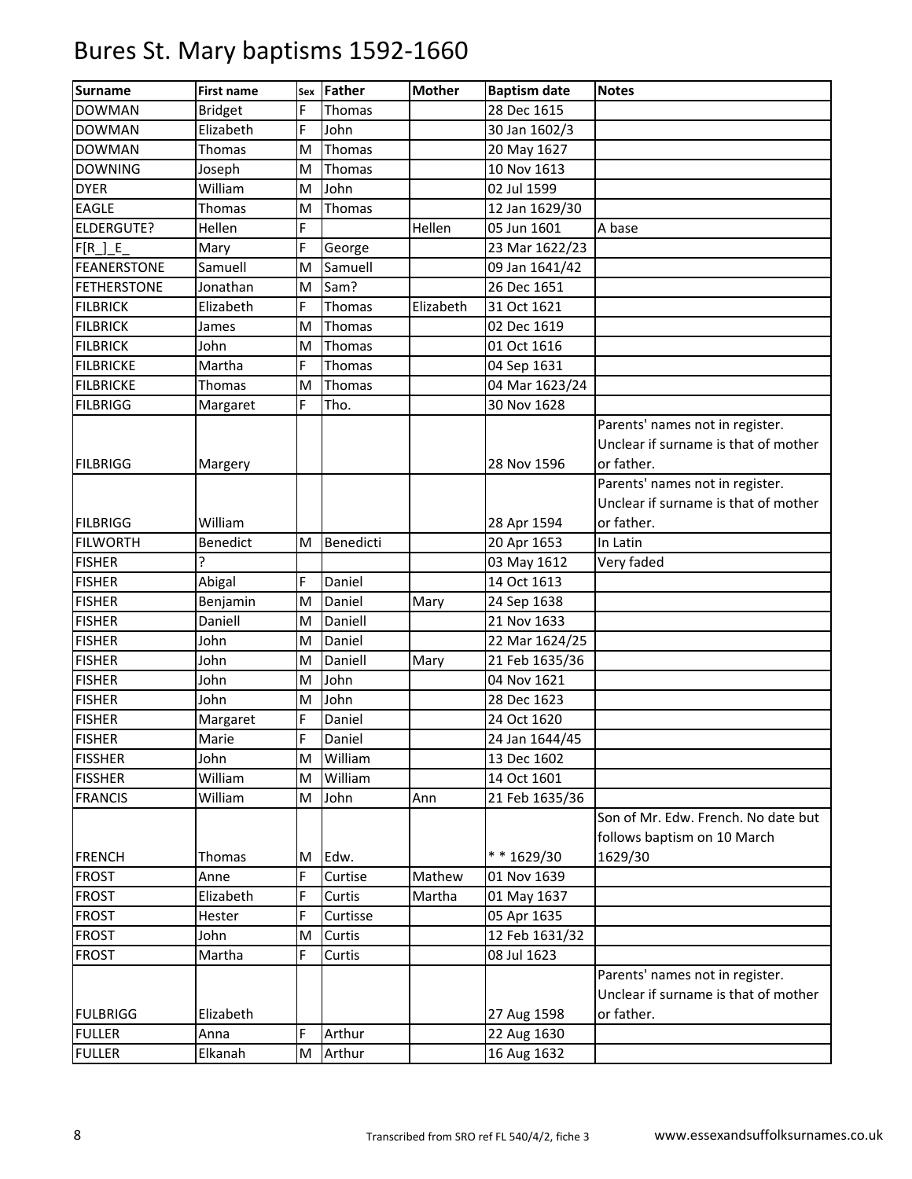# Bures St. Mary baptisms 1592-1660

| Surname | First name | Sex | Father | Mother | Baptism date | Notes |
|---|---|---|---|---|---|---|
| DOWMAN | Bridget | F | Thomas | | 28 Dec 1615 | |
| DOWMAN | Elizabeth | F | John | | 30 Jan 1602/3 | |
| DOWMAN | Thomas | M | Thomas | | 20 May 1627 | |
| DOWNING | Joseph | M | Thomas | | 10 Nov 1613 | |
| DYER | William | M | John | | 02 Jul 1599 | |
| EAGLE | Thomas | M | Thomas | | 12 Jan 1629/30 | |
| ELDERGUTE? | Hellen | F | | Hellen | 05 Jun 1601 | A base |
| F[R_]_E_ | Mary | F | George | | 23 Mar 1622/23 | |
| FEANERSTONE | Samuell | M | Samuell | | 09 Jan 1641/42 | |
| FETHERSTONE | Jonathan | M | Sam? | | 26 Dec 1651 | |
| FILBRICK | Elizabeth | F | Thomas | Elizabeth | 31 Oct 1621 | |
| FILBRICK | James | M | Thomas | | 02 Dec 1619 | |
| FILBRICK | John | M | Thomas | | 01 Oct 1616 | |
| FILBRICKE | Martha | F | Thomas | | 04 Sep 1631 | |
| FILBRICKE | Thomas | M | Thomas | | 04 Mar 1623/24 | |
| FILBRIGG | Margaret | F | Tho. | | 30 Nov 1628 | |
| FILBRIGG | Margery | | | | 28 Nov 1596 | Parents' names not in register. Unclear if surname is that of mother or father. |
| FILBRIGG | William | | | | 28 Apr 1594 | Parents' names not in register. Unclear if surname is that of mother or father. |
| FILWORTH | Benedict | M | Benedicti | | 20 Apr 1653 | In Latin |
| FISHER | ? | | | | 03 May 1612 | Very faded |
| FISHER | Abigal | F | Daniel | | 14 Oct 1613 | |
| FISHER | Benjamin | M | Daniel | Mary | 24 Sep 1638 | |
| FISHER | Daniell | M | Daniell | | 21 Nov 1633 | |
| FISHER | John | M | Daniel | | 22 Mar 1624/25 | |
| FISHER | John | M | Daniell | Mary | 21 Feb 1635/36 | |
| FISHER | John | M | John | | 04 Nov 1621 | |
| FISHER | John | M | John | | 28 Dec 1623 | |
| FISHER | Margaret | F | Daniel | | 24 Oct 1620 | |
| FISHER | Marie | F | Daniel | | 24 Jan 1644/45 | |
| FISSHER | John | M | William | | 13 Dec 1602 | |
| FISSHER | William | M | William | | 14 Oct 1601 | |
| FRANCIS | William | M | John | Ann | 21 Feb 1635/36 | |
| FRENCH | Thomas | M | Edw. | | * * 1629/30 | Son of Mr. Edw. French. No date but follows baptism on 10 March 1629/30 |
| FROST | Anne | F | Curtise | Mathew | 01 Nov 1639 | |
| FROST | Elizabeth | F | Curtis | Martha | 01 May 1637 | |
| FROST | Hester | F | Curtisse | | 05 Apr 1635 | |
| FROST | John | M | Curtis | | 12 Feb 1631/32 | |
| FROST | Martha | F | Curtis | | 08 Jul 1623 | |
| FULBRIGG | Elizabeth | | | | 27 Aug 1598 | Parents' names not in register. Unclear if surname is that of mother or father. |
| FULLER | Anna | F | Arthur | | 22 Aug 1630 | |
| FULLER | Elkanah | M | Arthur | | 16 Aug 1632 | |

Transcribed from SRO ref FL 540/4/2, fiche 3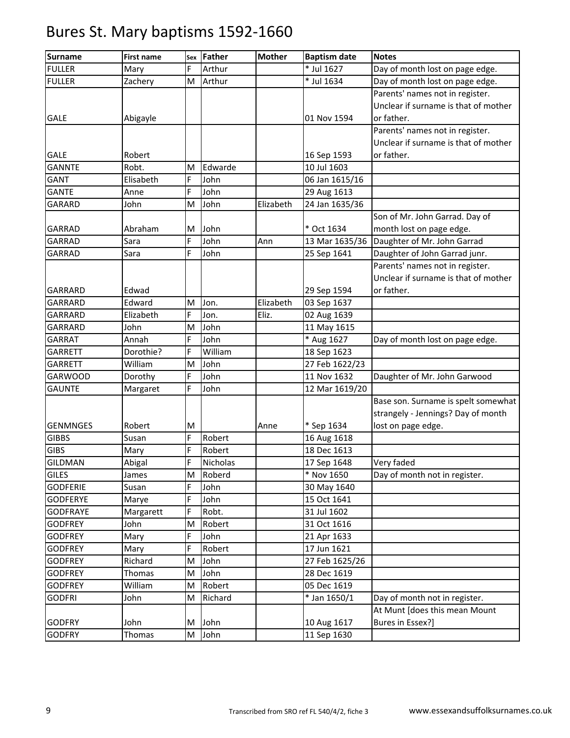# Bures St. Mary baptisms 1592-1660

| Surname | First name | Sex | Father | Mother | Baptism date | Notes |
|---|---|---|---|---|---|---|
| FULLER | Mary | F | Arthur | | * Jul 1627 | Day of month lost on page edge. |
| FULLER | Zachery | M | Arthur | | * Jul 1634 | Day of month lost on page edge. |
| GALE | Abigayle | | | | 01 Nov 1594 | Parents' names not in register. Unclear if surname is that of mother or father. |
| GALE | Robert | | | | 16 Sep 1593 | Parents' names not in register. Unclear if surname is that of mother or father. |
| GANNTE | Robt. | M | Edwarde | | 10 Jul 1603 | |
| GANT | Elisabeth | F | John | | 06 Jan 1615/16 | |
| GANTE | Anne | F | John | | 29 Aug 1613 | |
| GARARD | John | M | John | Elizabeth | 24 Jan 1635/36 | |
| GARRAD | Abraham | M | John | | * Oct 1634 | Son of Mr. John Garrad. Day of month lost on page edge. |
| GARRAD | Sara | F | John | Ann | 13 Mar 1635/36 | Daughter of Mr. John Garrad |
| GARRAD | Sara | F | John | | 25 Sep 1641 | Daughter of John Garrad junr. |
| GARRARD | Edwad | | | | 29 Sep 1594 | Parents' names not in register. Unclear if surname is that of mother or father. |
| GARRARD | Edward | M | Jon. | Elizabeth | 03 Sep 1637 | |
| GARRARD | Elizabeth | F | Jon. | Eliz. | 02 Aug 1639 | |
| GARRARD | John | M | John | | 11 May 1615 | |
| GARRAT | Annah | F | John | | * Aug 1627 | Day of month lost on page edge. |
| GARRETT | Dorothie? | F | William | | 18 Sep 1623 | |
| GARRETT | William | M | John | | 27 Feb 1622/23 | |
| GARWOOD | Dorothy | F | John | | 11 Nov 1632 | Daughter of Mr. John Garwood |
| GAUNTE | Margaret | F | John | | 12 Mar 1619/20 | |
| GENMNGES | Robert | M | | Anne | * Sep 1634 | Base son. Surname is spelt somewhat strangely - Jennings? Day of month lost on page edge. |
| GIBBS | Susan | F | Robert | | 16 Aug 1618 | |
| GIBS | Mary | F | Robert | | 18 Dec 1613 | |
| GILDMAN | Abigal | F | Nicholas | | 17 Sep 1648 | Very faded |
| GILES | James | M | Roberd | | * Nov 1650 | Day of month not in register. |
| GODFERIE | Susan | F | John | | 30 May 1640 | |
| GODFERYE | Marye | F | John | | 15 Oct 1641 | |
| GODFRAYE | Margarett | F | Robt. | | 31 Jul 1602 | |
| GODFREY | John | M | Robert | | 31 Oct 1616 | |
| GODFREY | Mary | F | John | | 21 Apr 1633 | |
| GODFREY | Mary | F | Robert | | 17 Jun 1621 | |
| GODFREY | Richard | M | John | | 27 Feb 1625/26 | |
| GODFREY | Thomas | M | John | | 28 Dec 1619 | |
| GODFREY | William | M | Robert | | 05 Dec 1619 | |
| GODFRI | John | M | Richard | | * Jan 1650/1 | Day of month not in register. |
| GODFRY | John | M | John | | 10 Aug 1617 | At Munt [does this mean Mount Bures in Essex?] |
| GODFRY | Thomas | M | John | | 11 Sep 1630 | |

Transcribed from SRO ref FL 540/4/2, fiche 3 www.essexandsuffolksurnames.co.uk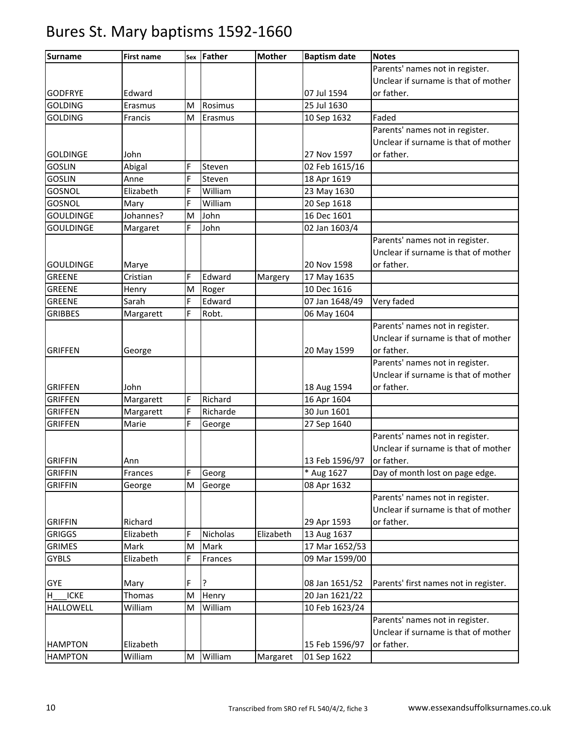# Bures St. Mary baptisms 1592-1660

| Surname | First name | Sex | Father | Mother | Baptism date | Notes |
|---|---|---|---|---|---|---|
| GODFRYE | Edward | | | | 07 Jul 1594 | Parents' names not in register. Unclear if surname is that of mother or father. |
| GOLDING | Erasmus | M | Rosimus | | 25 Jul 1630 | |
| GOLDING | Francis | M | Erasmus | | 10 Sep 1632 | Faded |
| GOLDINGE | John | | | | 27 Nov 1597 | Parents' names not in register. Unclear if surname is that of mother or father. |
| GOSLIN | Abigal | F | Steven | | 02 Feb 1615/16 | |
| GOSLIN | Anne | F | Steven | | 18 Apr 1619 | |
| GOSNOL | Elizabeth | F | William | | 23 May 1630 | |
| GOSNOL | Mary | F | William | | 20 Sep 1618 | |
| GOULDINGE | Johannes? | M | John | | 16 Dec 1601 | |
| GOULDINGE | Margaret | F | John | | 02 Jan 1603/4 | |
| GOULDINGE | Marye | | | | 20 Nov 1598 | Parents' names not in register. Unclear if surname is that of mother or father. |
| GREENE | Cristian | F | Edward | Margery | 17 May 1635 | |
| GREENE | Henry | M | Roger | | 10 Dec 1616 | |
| GREENE | Sarah | F | Edward | | 07 Jan 1648/49 | Very faded |
| GRIBBES | Margarett | F | Robt. | | 06 May 1604 | |
| GRIFFEN | George | | | | 20 May 1599 | Parents' names not in register. Unclear if surname is that of mother or father. |
| GRIFFEN | John | | | | 18 Aug 1594 | Parents' names not in register. Unclear if surname is that of mother or father. |
| GRIFFEN | Margarett | F | Richard | | 16 Apr 1604 | |
| GRIFFEN | Margarett | F | Richarde | | 30 Jun 1601 | |
| GRIFFEN | Marie | F | George | | 27 Sep 1640 | |
| GRIFFIN | Ann | | | | 13 Feb 1596/97 | Parents' names not in register. Unclear if surname is that of mother or father. |
| GRIFFIN | Frances | F | Georg | | * Aug 1627 | Day of month lost on page edge. |
| GRIFFIN | George | M | George | | 08 Apr 1632 | |
| GRIFFIN | Richard | | | | 29 Apr 1593 | Parents' names not in register. Unclear if surname is that of mother or father. |
| GRIGGS | Elizabeth | F | Nicholas | Elizabeth | 13 Aug 1637 | |
| GRIMES | Mark | M | Mark | | 17 Mar 1652/53 | |
| GYBLS | Elizabeth | F | Frances | | 09 Mar 1599/00 | |
| GYE | Mary | F | ? | | 08 Jan 1651/52 | Parents' first names not in register. |
| H___ICKE | Thomas | M | Henry | | 20 Jan 1621/22 | |
| HALLOWELL | William | M | William | | 10 Feb 1623/24 | |
| HAMPTON | Elizabeth | | | | 15 Feb 1596/97 | Parents' names not in register. Unclear if surname is that of mother or father. |
| HAMPTON | William | M | William | Margaret | 01 Sep 1622 | |

Transcribed from SRO ref FL 540/4/2, fiche 3 www.essexandsuffolksurnames.co.uk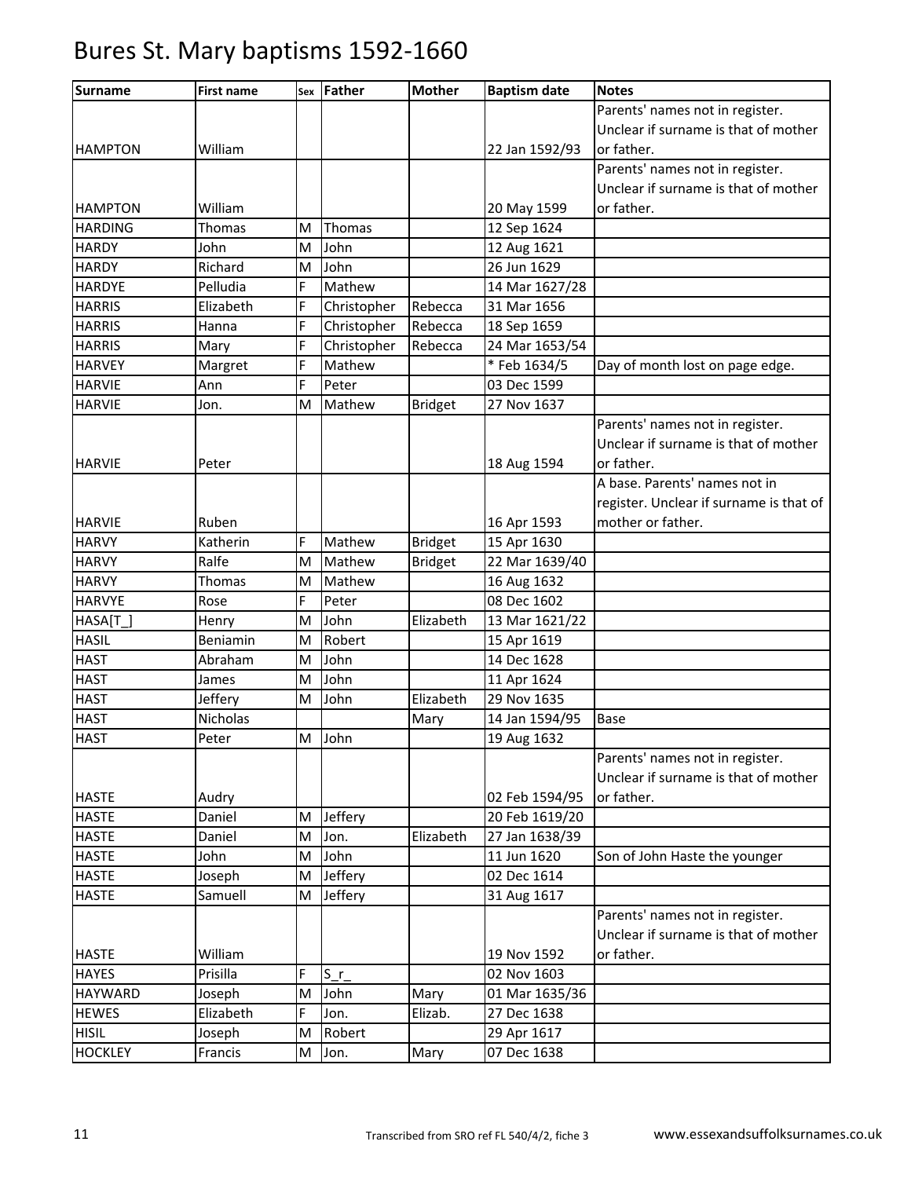# Bures St. Mary baptisms 1592-1660

| Surname | First name | Sex | Father | Mother | Baptism date | Notes |
|---|---|---|---|---|---|---|
| HAMPTON | William | | | | 22 Jan 1592/93 | Parents' names not in register. Unclear if surname is that of mother or father. |
| HAMPTON | William | | | | 20 May 1599 | Parents' names not in register. Unclear if surname is that of mother or father. |
| HARDING | Thomas | M | Thomas | | 12 Sep 1624 | |
| HARDY | John | M | John | | 12 Aug 1621 | |
| HARDY | Richard | M | John | | 26 Jun 1629 | |
| HARDYE | Pelludia | F | Mathew | | 14 Mar 1627/28 | |
| HARRIS | Elizabeth | F | Christopher | Rebecca | 31 Mar 1656 | |
| HARRIS | Hanna | F | Christopher | Rebecca | 18 Sep 1659 | |
| HARRIS | Mary | F | Christopher | Rebecca | 24 Mar 1653/54 | |
| HARVEY | Margret | F | Mathew | | * Feb 1634/5 | Day of month lost on page edge. |
| HARVIE | Ann | F | Peter | | 03 Dec 1599 | |
| HARVIE | Jon. | M | Mathew | Bridget | 27 Nov 1637 | |
| HARVIE | Peter | | | | 18 Aug 1594 | Parents' names not in register. Unclear if surname is that of mother or father. |
| HARVIE | Ruben | | | | 16 Apr 1593 | A base. Parents' names not in register. Unclear if surname is that of mother or father. |
| HARVY | Katherin | F | Mathew | Bridget | 15 Apr 1630 | |
| HARVY | Ralfe | M | Mathew | Bridget | 22 Mar 1639/40 | |
| HARVY | Thomas | M | Mathew | | 16 Aug 1632 | |
| HARVYE | Rose | F | Peter | | 08 Dec 1602 | |
| HASA[T_] | Henry | M | John | Elizabeth | 13 Mar 1621/22 | |
| HASIL | Beniamin | M | Robert | | 15 Apr 1619 | |
| HAST | Abraham | M | John | | 14 Dec 1628 | |
| HAST | James | M | John | | 11 Apr 1624 | |
| HAST | Jeffery | M | John | Elizabeth | 29 Nov 1635 | |
| HAST | Nicholas | | | Mary | 14 Jan 1594/95 | Base |
| HAST | Peter | M | John | | 19 Aug 1632 | |
| HASTE | Audry | | | | 02 Feb 1594/95 | Parents' names not in register. Unclear if surname is that of mother or father. |
| HASTE | Daniel | M | Jeffery | | 20 Feb 1619/20 | |
| HASTE | Daniel | M | Jon. | Elizabeth | 27 Jan 1638/39 | |
| HASTE | John | M | John | | 11 Jun 1620 | Son of John Haste the younger |
| HASTE | Joseph | M | Jeffery | | 02 Dec 1614 | |
| HASTE | Samuell | M | Jeffery | | 31 Aug 1617 | |
| HASTE | William | | | | 19 Nov 1592 | Parents' names not in register. Unclear if surname is that of mother or father. |
| HAYES | Prisilla | F | S_r_ | | 02 Nov 1603 | |
| HAYWARD | Joseph | M | John | Mary | 01 Mar 1635/36 | |
| HEWES | Elizabeth | F | Jon. | Elizab. | 27 Dec 1638 | |
| HISIL | Joseph | M | Robert | | 29 Apr 1617 | |
| HOCKLEY | Francis | M | Jon. | Mary | 07 Dec 1638 | |

Transcribed from SRO ref FL 540/4/2, fiche 3 www.essexandsuffolksurnames.co.uk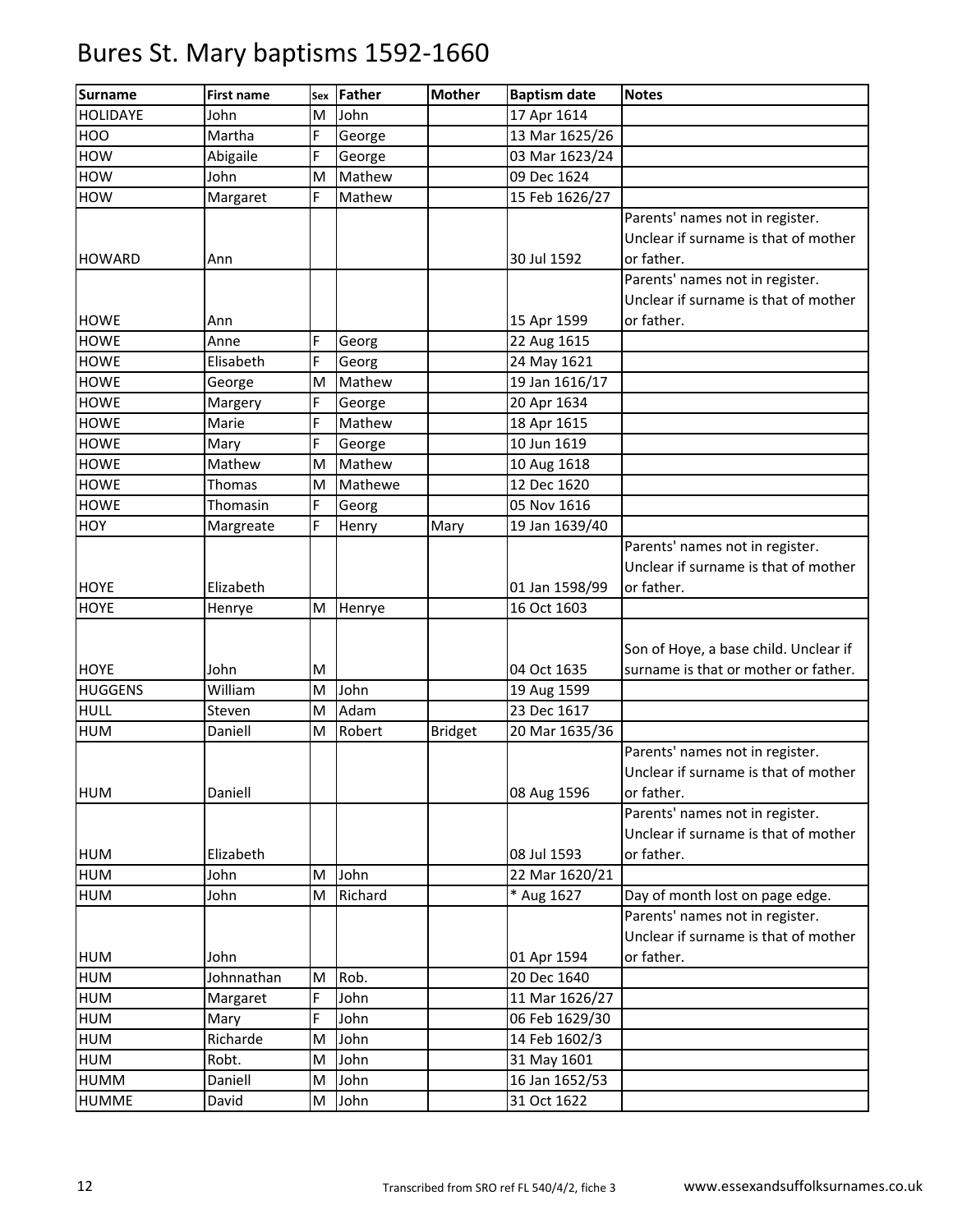# Bures St. Mary baptisms 1592-1660

| Surname | First name | Sex | Father | Mother | Baptism date | Notes |
|---|---|---|---|---|---|---|
| HOLIDAYE | John | M | John | | 17 Apr 1614 | |
| HOO | Martha | F | George | | 13 Mar 1625/26 | |
| HOW | Abigaile | F | George | | 03 Mar 1623/24 | |
| HOW | John | M | Mathew | | 09 Dec 1624 | |
| HOW | Margaret | F | Mathew | | 15 Feb 1626/27 | |
| HOWARD | Ann | | | | 30 Jul 1592 | Parents' names not in register. Unclear if surname is that of mother or father. |
| HOWE | Ann | | | | 15 Apr 1599 | Parents' names not in register. Unclear if surname is that of mother or father. |
| HOWE | Anne | F | Georg | | 22 Aug 1615 | |
| HOWE | Elisabeth | F | Georg | | 24 May 1621 | |
| HOWE | George | M | Mathew | | 19 Jan 1616/17 | |
| HOWE | Margery | F | George | | 20 Apr 1634 | |
| HOWE | Marie | F | Mathew | | 18 Apr 1615 | |
| HOWE | Mary | F | George | | 10 Jun 1619 | |
| HOWE | Mathew | M | Mathew | | 10 Aug 1618 | |
| HOWE | Thomas | M | Mathewe | | 12 Dec 1620 | |
| HOWE | Thomasin | F | Georg | | 05 Nov 1616 | |
| HOY | Margreate | F | Henry | Mary | 19 Jan 1639/40 | |
| HOYE | Elizabeth | | | | 01 Jan 1598/99 | Parents' names not in register. Unclear if surname is that of mother or father. |
| HOYE | Henrye | M | Henrye | | 16 Oct 1603 | |
| HOYE | John | M | | | 04 Oct 1635 | Son of Hoye, a base child. Unclear if surname is that or mother or father. |
| HUGGENS | William | M | John | | 19 Aug 1599 | |
| HULL | Steven | M | Adam | | 23 Dec 1617 | |
| HUM | Daniell | M | Robert | Bridget | 20 Mar 1635/36 | |
| HUM | Daniell | | | | 08 Aug 1596 | Parents' names not in register. Unclear if surname is that of mother or father. |
| HUM | Elizabeth | | | | 08 Jul 1593 | Parents' names not in register. Unclear if surname is that of mother or father. |
| HUM | John | M | John | | 22 Mar 1620/21 | |
| HUM | John | M | Richard | | * Aug 1627 | Day of month lost on page edge. |
| HUM | John | | | | 01 Apr 1594 | Parents' names not in register. Unclear if surname is that of mother or father. |
| HUM | Johnnathan | M | Rob. | | 20 Dec 1640 | |
| HUM | Margaret | F | John | | 11 Mar 1626/27 | |
| HUM | Mary | F | John | | 06 Feb 1629/30 | |
| HUM | Richarde | M | John | | 14 Feb 1602/3 | |
| HUM | Robt. | M | John | | 31 May 1601 | |
| HUMM | Daniell | M | John | | 16 Jan 1652/53 | |
| HUMME | David | M | John | | 31 Oct 1622 | |

Transcribed from SRO ref FL 540/4/2, fiche 3 www.essexandsuffolksurnames.co.uk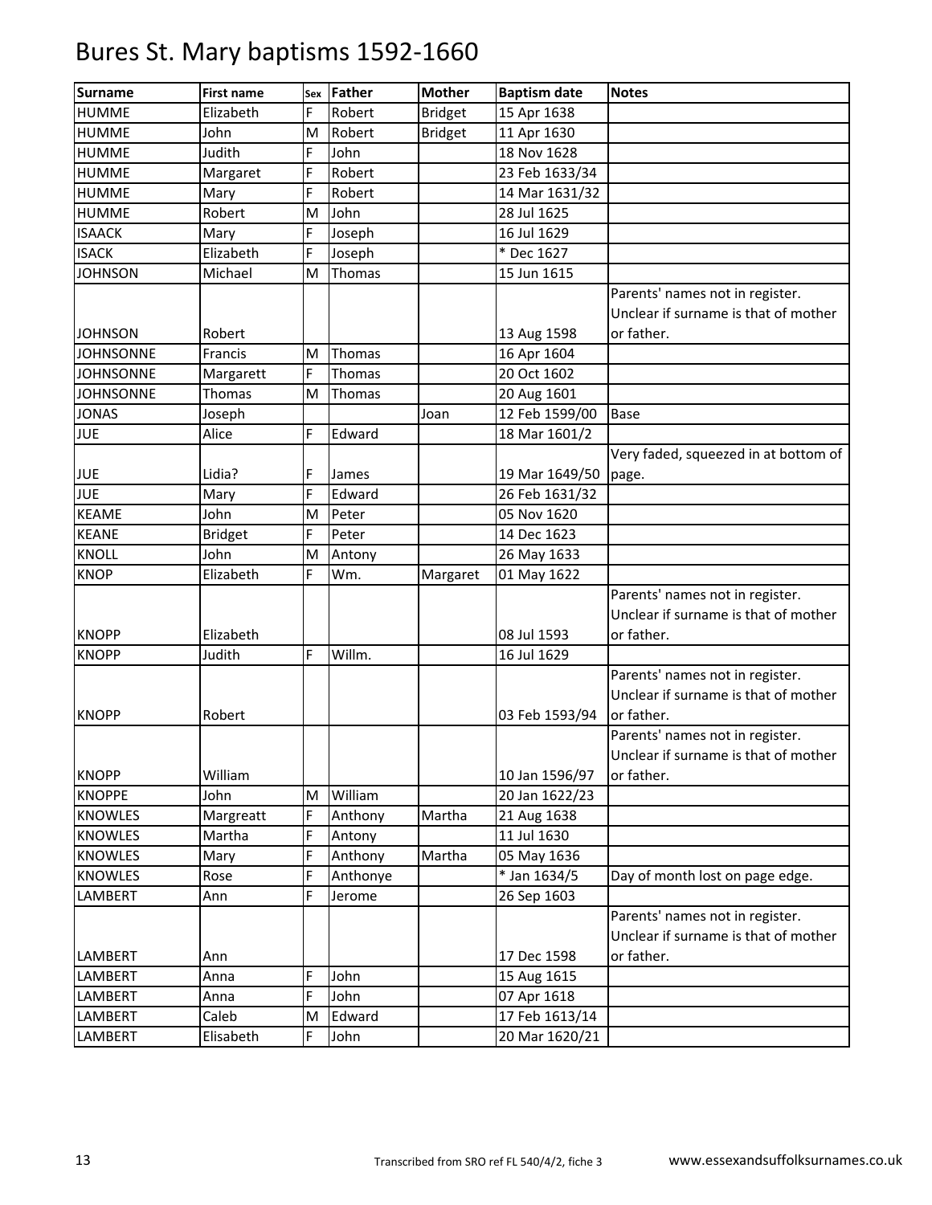# Bures St. Mary baptisms 1592-1660

| Surname | First name | Sex | Father | Mother | Baptism date | Notes |
|---|---|---|---|---|---|---|
| HUMME | Elizabeth | F | Robert | Bridget | 15 Apr 1638 | |
| HUMME | John | M | Robert | Bridget | 11 Apr 1630 | |
| HUMME | Judith | F | John | | 18 Nov 1628 | |
| HUMME | Margaret | F | Robert | | 23 Feb 1633/34 | |
| HUMME | Mary | F | Robert | | 14 Mar 1631/32 | |
| HUMME | Robert | M | John | | 28 Jul 1625 | |
| ISAACK | Mary | F | Joseph | | 16 Jul 1629 | |
| ISACK | Elizabeth | F | Joseph | | * Dec 1627 | |
| JOHNSON | Michael | M | Thomas | | 15 Jun 1615 | |
| JOHNSON | Robert | | | | 13 Aug 1598 | Parents' names not in register. Unclear if surname is that of mother or father. |
| JOHNSONNE | Francis | M | Thomas | | 16 Apr 1604 | |
| JOHNSONNE | Margarett | F | Thomas | | 20 Oct 1602 | |
| JOHNSONNE | Thomas | M | Thomas | | 20 Aug 1601 | |
| JONAS | Joseph | | | Joan | 12 Feb 1599/00 | Base |
| JUE | Alice | F | Edward | | 18 Mar 1601/2 | |
| JUE | Lidia? | F | James | | 19 Mar 1649/50 | Very faded, squeezed in at bottom of page. |
| JUE | Mary | F | Edward | | 26 Feb 1631/32 | |
| KEAME | John | M | Peter | | 05 Nov 1620 | |
| KEANE | Bridget | F | Peter | | 14 Dec 1623 | |
| KNOLL | John | M | Antony | | 26 May 1633 | |
| KNOP | Elizabeth | F | Wm. | Margaret | 01 May 1622 | |
| KNOPP | Elizabeth | | | | 08 Jul 1593 | Parents' names not in register. Unclear if surname is that of mother or father. |
| KNOPP | Judith | F | Willm. | | 16 Jul 1629 | |
| KNOPP | Robert | | | | 03 Feb 1593/94 | Parents' names not in register. Unclear if surname is that of mother or father. |
| KNOPP | William | | | | 10 Jan 1596/97 | Parents' names not in register. Unclear if surname is that of mother or father. |
| KNOPPE | John | M | William | | 20 Jan 1622/23 | |
| KNOWLES | Margreatt | F | Anthony | Martha | 21 Aug 1638 | |
| KNOWLES | Martha | F | Antony | | 11 Jul 1630 | |
| KNOWLES | Mary | F | Anthony | Martha | 05 May 1636 | |
| KNOWLES | Rose | F | Anthonye | | * Jan 1634/5 | Day of month lost on page edge. |
| LAMBERT | Ann | F | Jerome | | 26 Sep 1603 | |
| LAMBERT | Ann | | | | 17 Dec 1598 | Parents' names not in register. Unclear if surname is that of mother or father. |
| LAMBERT | Anna | F | John | | 15 Aug 1615 | |
| LAMBERT | Anna | F | John | | 07 Apr 1618 | |
| LAMBERT | Caleb | M | Edward | | 17 Feb 1613/14 | |
| LAMBERT | Elisabeth | F | John | | 20 Mar 1620/21 | |

Transcribed from SRO ref FL 540/4/2, fiche 3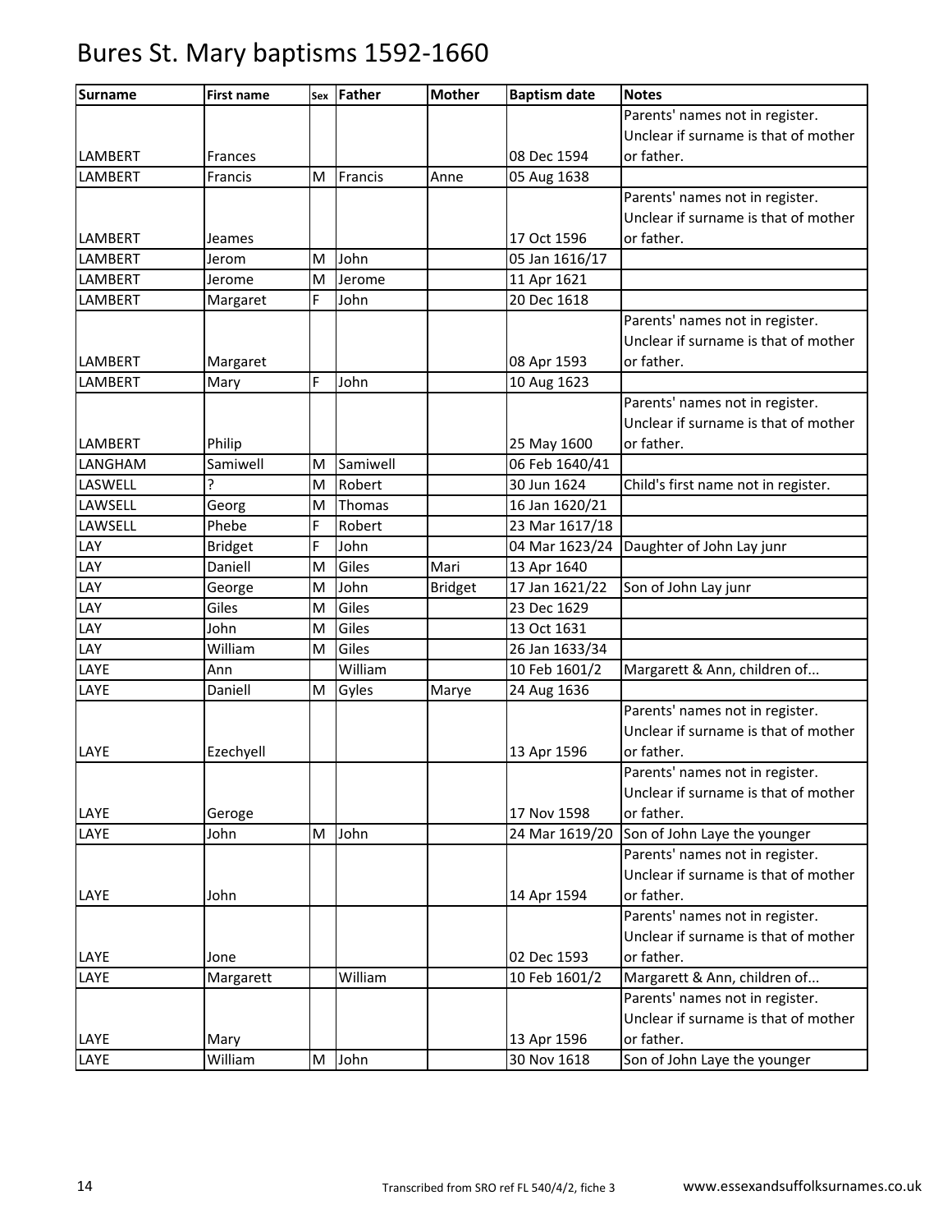# Bures St. Mary baptisms 1592-1660

| Surname | First name | Sex | Father | Mother | Baptism date | Notes |
|---|---|---|---|---|---|---|
| LAMBERT | Frances | | | | 08 Dec 1594 | Parents' names not in register. Unclear if surname is that of mother or father. |
| LAMBERT | Francis | M | Francis | Anne | 05 Aug 1638 | |
| LAMBERT | Jeames | | | | 17 Oct 1596 | Parents' names not in register. Unclear if surname is that of mother or father. |
| LAMBERT | Jerom | M | John | | 05 Jan 1616/17 | |
| LAMBERT | Jerome | M | Jerome | | 11 Apr 1621 | |
| LAMBERT | Margaret | F | John | | 20 Dec 1618 | |
| LAMBERT | Margaret | | | | 08 Apr 1593 | Parents' names not in register. Unclear if surname is that of mother or father. |
| LAMBERT | Mary | F | John | | 10 Aug 1623 | |
| LAMBERT | Philip | | | | 25 May 1600 | Parents' names not in register. Unclear if surname is that of mother or father. |
| LANGHAM | Samiwell | M | Samiwell | | 06 Feb 1640/41 | |
| LASWELL | ? | M | Robert | | 30 Jun 1624 | Child's first name not in register. |
| LAWSELL | Georg | M | Thomas | | 16 Jan 1620/21 | |
| LAWSELL | Phebe | F | Robert | | 23 Mar 1617/18 | |
| LAY | Bridget | F | John | | 04 Mar 1623/24 | Daughter of John Lay junr |
| LAY | Daniell | M | Giles | Mari | 13 Apr 1640 | |
| LAY | George | M | John | Bridget | 17 Jan 1621/22 | Son of John Lay junr |
| LAY | Giles | M | Giles | | 23 Dec 1629 | |
| LAY | John | M | Giles | | 13 Oct 1631 | |
| LAY | William | M | Giles | | 26 Jan 1633/34 | |
| LAYE | Ann | | William | | 10 Feb 1601/2 | Margarett & Ann, children of... |
| LAYE | Daniell | M | Gyles | Marye | 24 Aug 1636 | |
| LAYE | Ezechyell | | | | 13 Apr 1596 | Parents' names not in register. Unclear if surname is that of mother or father. |
| LAYE | Geroge | | | | 17 Nov 1598 | Parents' names not in register. Unclear if surname is that of mother or father. |
| LAYE | John | M | John | | 24 Mar 1619/20 | Son of John Laye the younger |
| LAYE | John | | | | 14 Apr 1594 | Parents' names not in register. Unclear if surname is that of mother or father. |
| LAYE | Jone | | | | 02 Dec 1593 | Parents' names not in register. Unclear if surname is that of mother or father. |
| LAYE | Margarett | | William | | 10 Feb 1601/2 | Margarett & Ann, children of... |
| LAYE | Mary | | | | 13 Apr 1596 | Parents' names not in register. Unclear if surname is that of mother or father. |
| LAYE | William | M | John | | 30 Nov 1618 | Son of John Laye the younger |

Transcribed from SRO ref FL 540/4/2, fiche 3 www.essexandsuffolksurnames.co.uk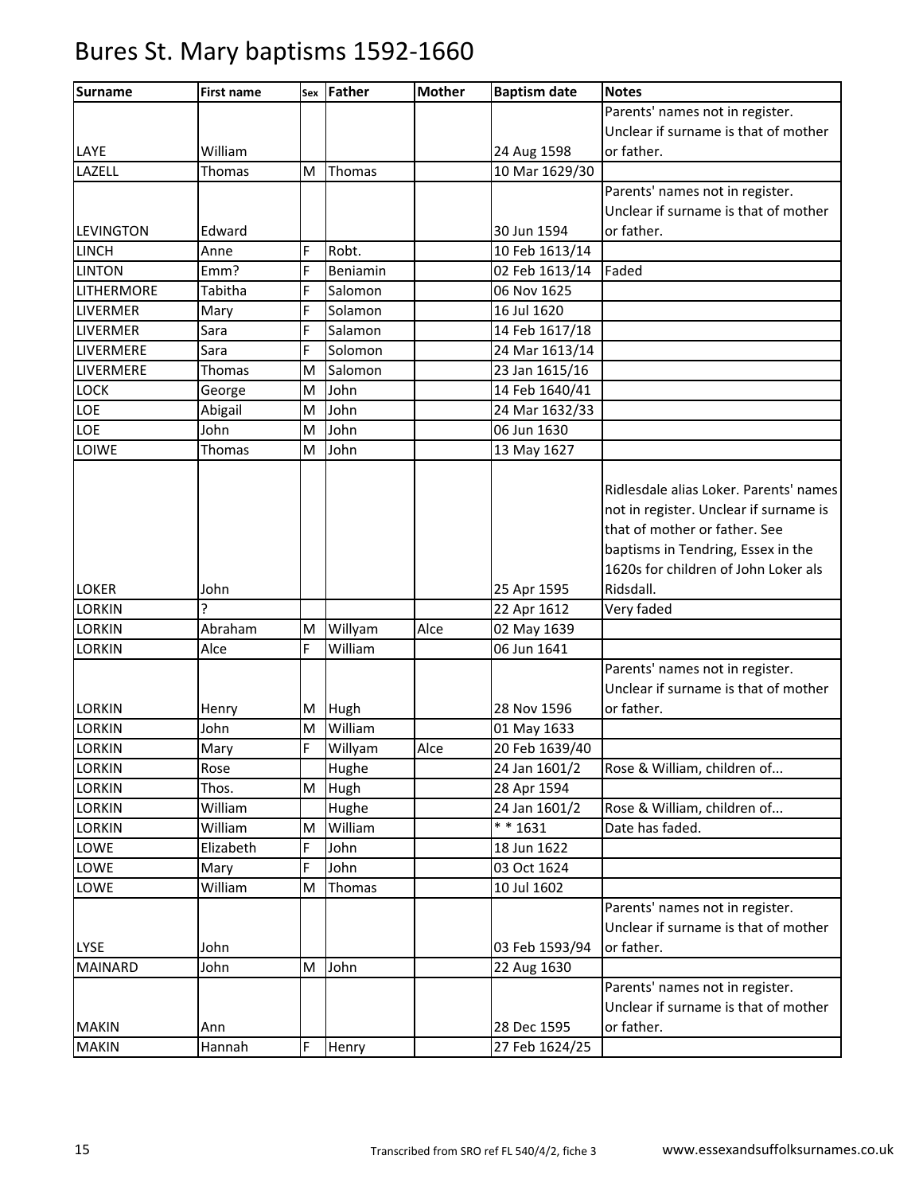# Bures St. Mary baptisms 1592-1660

| Surname | First name | Sex | Father | Mother | Baptism date | Notes |
|---|---|---|---|---|---|---|
| LAYE | William | | | | 24 Aug 1598 | Parents' names not in register. Unclear if surname is that of mother or father. |
| LAZELL | Thomas | M | Thomas | | 10 Mar 1629/30 | |
| LEVINGTON | Edward | | | | 30 Jun 1594 | Parents' names not in register. Unclear if surname is that of mother or father. |
| LINCH | Anne | F | Robt. | | 10 Feb 1613/14 | |
| LINTON | Emm? | F | Beniamin | | 02 Feb 1613/14 | Faded |
| LITHERMORE | Tabitha | F | Salomon | | 06 Nov 1625 | |
| LIVERMER | Mary | F | Solamon | | 16 Jul 1620 | |
| LIVERMER | Sara | F | Salamon | | 14 Feb 1617/18 | |
| LIVERMERE | Sara | F | Solomon | | 24 Mar 1613/14 | |
| LIVERMERE | Thomas | M | Salomon | | 23 Jan 1615/16 | |
| LOCK | George | M | John | | 14 Feb 1640/41 | |
| LOE | Abigail | M | John | | 24 Mar 1632/33 | |
| LOE | John | M | John | | 06 Jun 1630 | |
| LOIWE | Thomas | M | John | | 13 May 1627 | |
| LOKER | John | | | | 25 Apr 1595 | Ridlesdale alias Loker. Parents' names not in register. Unclear if surname is that of mother or father. See baptisms in Tendring, Essex in the 1620s for children of John Loker als Ridsdall. |
| LORKIN | ? | | | | 22 Apr 1612 | Very faded |
| LORKIN | Abraham | M | Willyam | Alce | 02 May 1639 | |
| LORKIN | Alce | F | William | | 06 Jun 1641 | |
| LORKIN | Henry | M | Hugh | | 28 Nov 1596 | Parents' names not in register. Unclear if surname is that of mother or father. |
| LORKIN | John | M | William | | 01 May 1633 | |
| LORKIN | Mary | F | Willyam | Alce | 20 Feb 1639/40 | |
| LORKIN | Rose | | Hughe | | 24 Jan 1601/2 | Rose & William, children of... |
| LORKIN | Thos. | M | Hugh | | 28 Apr 1594 | |
| LORKIN | William | | Hughe | | 24 Jan 1601/2 | Rose & William, children of... |
| LORKIN | William | M | William | | * * 1631 | Date has faded. |
| LOWE | Elizabeth | F | John | | 18 Jun 1622 | |
| LOWE | Mary | F | John | | 03 Oct 1624 | |
| LOWE | William | M | Thomas | | 10 Jul 1602 | |
| LYSE | John | | | | 03 Feb 1593/94 | Parents' names not in register. Unclear if surname is that of mother or father. |
| MAINARD | John | M | John | | 22 Aug 1630 | |
| MAKIN | Ann | | | | 28 Dec 1595 | Parents' names not in register. Unclear if surname is that of mother or father. |
| MAKIN | Hannah | F | Henry | | 27 Feb 1624/25 | |

Transcribed from SRO ref FL 540/4/2, fiche 3 www.essexandsuffolksurnames.co.uk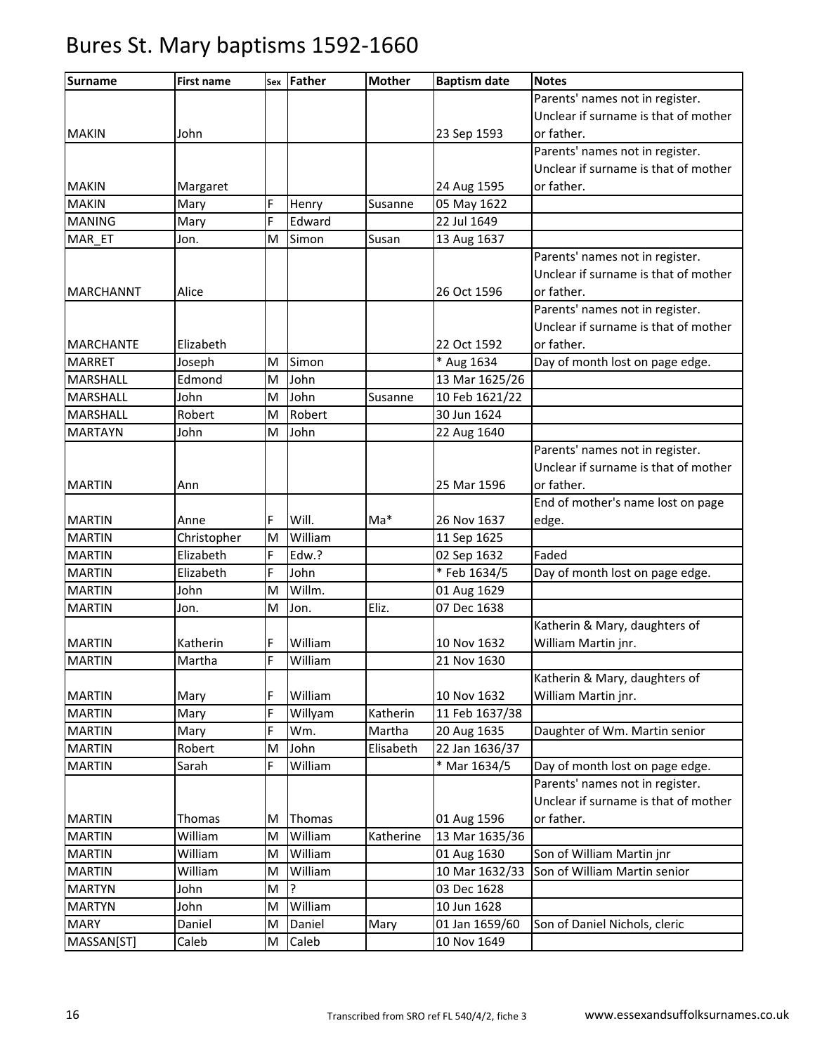# Bures St. Mary baptisms 1592-1660

| Surname | First name | Sex | Father | Mother | Baptism date | Notes |
|---|---|---|---|---|---|---|
| MAKIN | John | | | | 23 Sep 1593 | Parents' names not in register. Unclear if surname is that of mother or father. |
| MAKIN | Margaret | | | | 24 Aug 1595 | Parents' names not in register. Unclear if surname is that of mother or father. |
| MAKIN | Mary | F | Henry | Susanne | 05 May 1622 | |
| MANING | Mary | F | Edward | | 22 Jul 1649 | |
| MAR_ET | Jon. | M | Simon | Susan | 13 Aug 1637 | |
| MARCHANNT | Alice | | | | 26 Oct 1596 | Parents' names not in register. Unclear if surname is that of mother or father. |
| MARCHANTE | Elizabeth | | | | 22 Oct 1592 | Parents' names not in register. Unclear if surname is that of mother or father. |
| MARRET | Joseph | M | Simon | | * Aug 1634 | Day of month lost on page edge. |
| MARSHALL | Edmond | M | John | | 13 Mar 1625/26 | |
| MARSHALL | John | M | John | Susanne | 10 Feb 1621/22 | |
| MARSHALL | Robert | M | Robert | | 30 Jun 1624 | |
| MARTAYN | John | M | John | | 22 Aug 1640 | |
| MARTIN | Ann | | | | 25 Mar 1596 | Parents' names not in register. Unclear if surname is that of mother or father. |
| MARTIN | Anne | F | Will. | Ma* | 26 Nov 1637 | End of mother's name lost on page edge. |
| MARTIN | Christopher | M | William | | 11 Sep 1625 | |
| MARTIN | Elizabeth | F | Edw.? | | 02 Sep 1632 | Faded |
| MARTIN | Elizabeth | F | John | | * Feb 1634/5 | Day of month lost on page edge. |
| MARTIN | John | M | Willm. | | 01 Aug 1629 | |
| MARTIN | Jon. | M | Jon. | Eliz. | 07 Dec 1638 | |
| MARTIN | Katherin | F | William | | 10 Nov 1632 | Katherin & Mary, daughters of William Martin jnr. |
| MARTIN | Martha | F | William | | 21 Nov 1630 | |
| MARTIN | Mary | F | William | | 10 Nov 1632 | Katherin & Mary, daughters of William Martin jnr. |
| MARTIN | Mary | F | Willyam | Katherin | 11 Feb 1637/38 | |
| MARTIN | Mary | F | Wm. | Martha | 20 Aug 1635 | Daughter of Wm. Martin senior |
| MARTIN | Robert | M | John | Elisabeth | 22 Jan 1636/37 | |
| MARTIN | Sarah | F | William | | * Mar 1634/5 | Day of month lost on page edge. |
| MARTIN | Thomas | M | Thomas | | 01 Aug 1596 | Parents' names not in register. Unclear if surname is that of mother or father. |
| MARTIN | William | M | William | Katherine | 13 Mar 1635/36 | |
| MARTIN | William | M | William | | 01 Aug 1630 | Son of William Martin jnr |
| MARTIN | William | M | William | | 10 Mar 1632/33 | Son of William Martin senior |
| MARTYN | John | M | ? | | 03 Dec 1628 | |
| MARTYN | John | M | William | | 10 Jun 1628 | |
| MARY | Daniel | M | Daniel | Mary | 01 Jan 1659/60 | Son of Daniel Nichols, cleric |
| MASSAN[ST] | Caleb | M | Caleb | | 10 Nov 1649 | |

Transcribed from SRO ref FL 540/4/2, fiche 3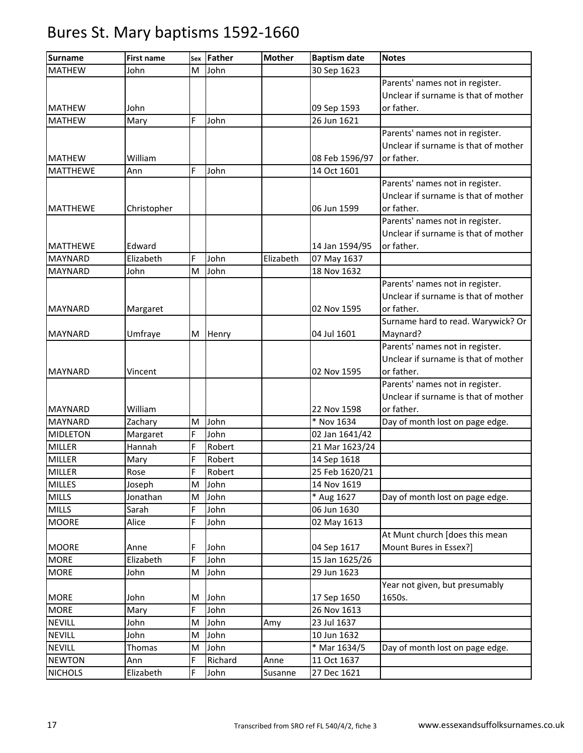# Bures St. Mary baptisms 1592-1660

| Surname | First name | Sex | Father | Mother | Baptism date | Notes |
|---|---|---|---|---|---|---|
| MATHEW | John | M | John | | 30 Sep 1623 | |
| MATHEW | John | | | | 09 Sep 1593 | Parents' names not in register. Unclear if surname is that of mother or father. |
| MATHEW | Mary | F | John | | 26 Jun 1621 | |
| MATHEW | William | | | | 08 Feb 1596/97 | Parents' names not in register. Unclear if surname is that of mother or father. |
| MATTHEWE | Ann | F | John | | 14 Oct 1601 | |
| MATTHEWE | Christopher | | | | 06 Jun 1599 | Parents' names not in register. Unclear if surname is that of mother or father. |
| MATTHEWE | Edward | | | | 14 Jan 1594/95 | Parents' names not in register. Unclear if surname is that of mother or father. |
| MAYNARD | Elizabeth | F | John | Elizabeth | 07 May 1637 | |
| MAYNARD | John | M | John | | 18 Nov 1632 | |
| MAYNARD | Margaret | | | | 02 Nov 1595 | Parents' names not in register. Unclear if surname is that of mother or father. |
| MAYNARD | Umfraye | M | Henry | | 04 Jul 1601 | Surname hard to read. Warywick? Or Maynard? |
| MAYNARD | Vincent | | | | 02 Nov 1595 | Parents' names not in register. Unclear if surname is that of mother or father. |
| MAYNARD | William | | | | 22 Nov 1598 | Parents' names not in register. Unclear if surname is that of mother or father. |
| MAYNARD | Zachary | M | John | | * Nov 1634 | Day of month lost on page edge. |
| MIDLETON | Margaret | F | John | | 02 Jan 1641/42 | |
| MILLER | Hannah | F | Robert | | 21 Mar 1623/24 | |
| MILLER | Mary | F | Robert | | 14 Sep 1618 | |
| MILLER | Rose | F | Robert | | 25 Feb 1620/21 | |
| MILLES | Joseph | M | John | | 14 Nov 1619 | |
| MILLS | Jonathan | M | John | | * Aug 1627 | Day of month lost on page edge. |
| MILLS | Sarah | F | John | | 06 Jun 1630 | |
| MOORE | Alice | F | John | | 02 May 1613 | |
| MOORE | Anne | F | John | | 04 Sep 1617 | At Munt church [does this mean Mount Bures in Essex?] |
| MORE | Elizabeth | F | John | | 15 Jan 1625/26 | |
| MORE | John | M | John | | 29 Jun 1623 | |
| MORE | John | M | John | | 17 Sep 1650 | Year not given, but presumably 1650s. |
| MORE | Mary | F | John | | 26 Nov 1613 | |
| NEVILL | John | M | John | Amy | 23 Jul 1637 | |
| NEVILL | John | M | John | | 10 Jun 1632 | |
| NEVILL | Thomas | M | John | | * Mar 1634/5 | Day of month lost on page edge. |
| NEWTON | Ann | F | Richard | Anne | 11 Oct 1637 | |
| NICHOLS | Elizabeth | F | John | Susanne | 27 Dec 1621 | |

Transcribed from SRO ref FL 540/4/2, fiche 3 www.essexandsuffolksurnames.co.uk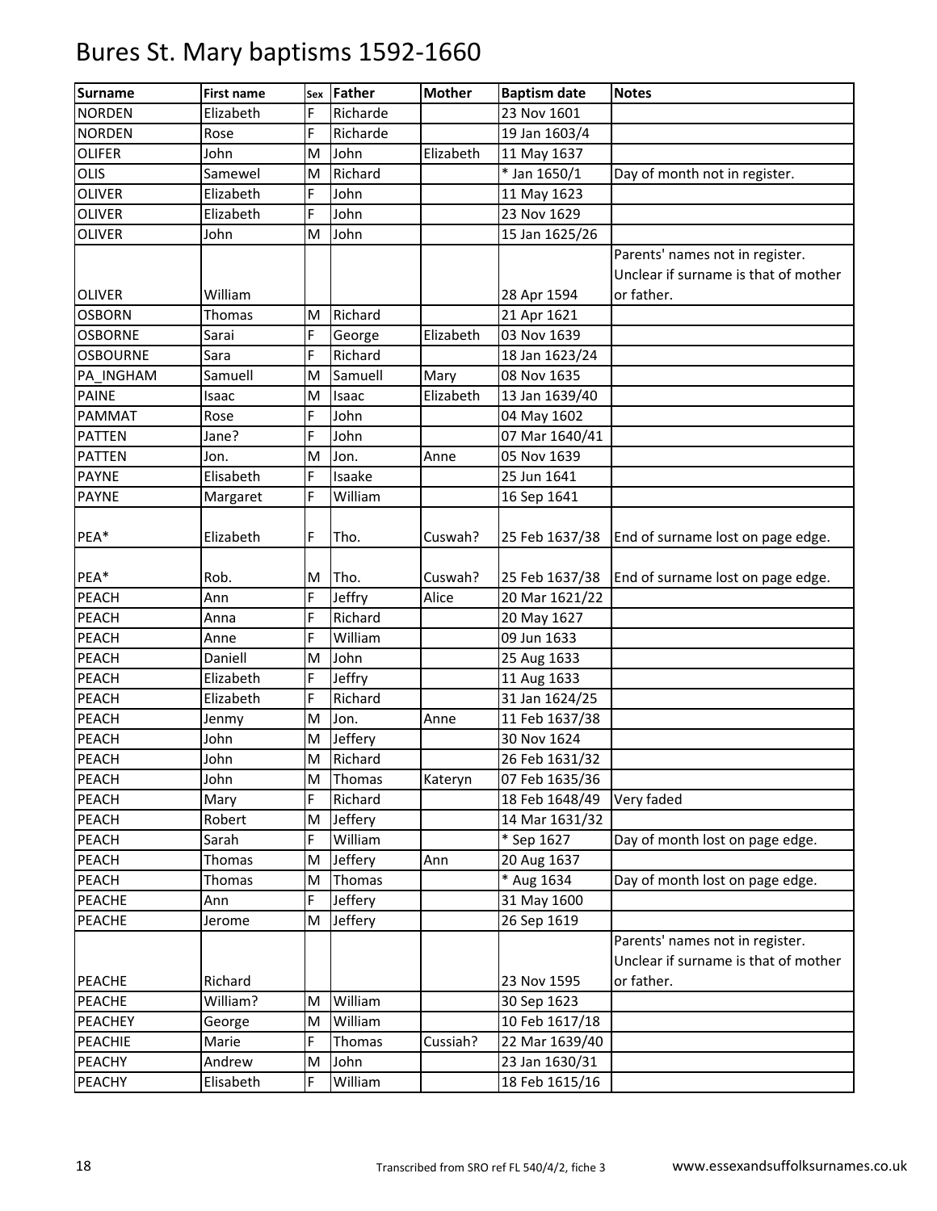# Bures St. Mary baptisms 1592-1660

| Surname | First name | Sex | Father | Mother | Baptism date | Notes |
|---|---|---|---|---|---|---|
| NORDEN | Elizabeth | F | Richarde | | 23 Nov 1601 | |
| NORDEN | Rose | F | Richarde | | 19 Jan 1603/4 | |
| OLIFER | John | M | John | Elizabeth | 11 May 1637 | |
| OLIS | Samewel | M | Richard | | * Jan 1650/1 | Day of month not in register. |
| OLIVER | Elizabeth | F | John | | 11 May 1623 | |
| OLIVER | Elizabeth | F | John | | 23 Nov 1629 | |
| OLIVER | John | M | John | | 15 Jan 1625/26 | |
| OLIVER | William | | | | 28 Apr 1594 | Parents' names not in register. Unclear if surname is that of mother or father. |
| OSBORN | Thomas | M | Richard | | 21 Apr 1621 | |
| OSBORNE | Sarai | F | George | Elizabeth | 03 Nov 1639 | |
| OSBOURNE | Sara | F | Richard | | 18 Jan 1623/24 | |
| PA_INGHAM | Samuell | M | Samuell | Mary | 08 Nov 1635 | |
| PAINE | Isaac | M | Isaac | Elizabeth | 13 Jan 1639/40 | |
| PAMMAT | Rose | F | John | | 04 May 1602 | |
| PATTEN | Jane? | F | John | | 07 Mar 1640/41 | |
| PATTEN | Jon. | M | Jon. | Anne | 05 Nov 1639 | |
| PAYNE | Elisabeth | F | Isaake | | 25 Jun 1641 | |
| PAYNE | Margaret | F | William | | 16 Sep 1641 | |
| PEA* | Elizabeth | F | Tho. | Cuswah? | 25 Feb 1637/38 | End of surname lost on page edge. |
| PEA* | Rob. | M | Tho. | Cuswah? | 25 Feb 1637/38 | End of surname lost on page edge. |
| PEACH | Ann | F | Jeffry | Alice | 20 Mar 1621/22 | |
| PEACH | Anna | F | Richard | | 20 May 1627 | |
| PEACH | Anne | F | William | | 09 Jun 1633 | |
| PEACH | Daniell | M | John | | 25 Aug 1633 | |
| PEACH | Elizabeth | F | Jeffry | | 11 Aug 1633 | |
| PEACH | Elizabeth | F | Richard | | 31 Jan 1624/25 | |
| PEACH | Jenmy | M | Jon. | Anne | 11 Feb 1637/38 | |
| PEACH | John | M | Jeffery | | 30 Nov 1624 | |
| PEACH | John | M | Richard | | 26 Feb 1631/32 | |
| PEACH | John | M | Thomas | Kateryn | 07 Feb 1635/36 | |
| PEACH | Mary | F | Richard | | 18 Feb 1648/49 | Very faded |
| PEACH | Robert | M | Jeffery | | 14 Mar 1631/32 | |
| PEACH | Sarah | F | William | | * Sep 1627 | Day of month lost on page edge. |
| PEACH | Thomas | M | Jeffery | Ann | 20 Aug 1637 | |
| PEACH | Thomas | M | Thomas | | * Aug 1634 | Day of month lost on page edge. |
| PEACHE | Ann | F | Jeffery | | 31 May 1600 | |
| PEACHE | Jerome | M | Jeffery | | 26 Sep 1619 | |
| PEACHE | Richard | | | | 23 Nov 1595 | Parents' names not in register. Unclear if surname is that of mother or father. |
| PEACHE | William? | M | William | | 30 Sep 1623 | |
| PEACHEY | George | M | William | | 10 Feb 1617/18 | |
| PEACHIE | Marie | F | Thomas | Cussiah? | 22 Mar 1639/40 | |
| PEACHY | Andrew | M | John | | 23 Jan 1630/31 | |
| PEACHY | Elisabeth | F | William | | 18 Feb 1615/16 | |

Transcribed from SRO ref FL 540/4/2, fiche 3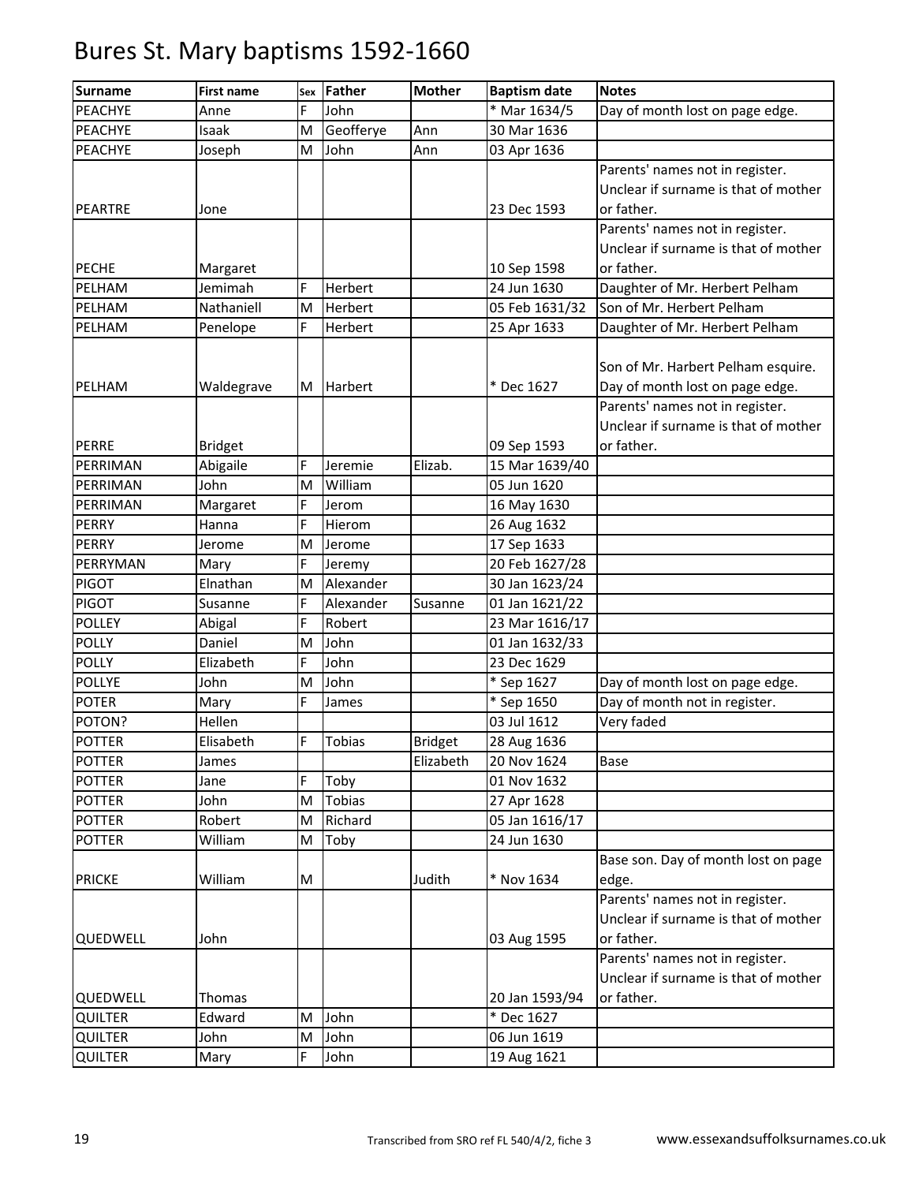# Bures St. Mary baptisms 1592-1660

| Surname | First name | Sex | Father | Mother | Baptism date | Notes |
|---|---|---|---|---|---|---|
| PEACHYE | Anne | F | John | | * Mar 1634/5 | Day of month lost on page edge. |
| PEACHYE | Isaak | M | Geofferye | Ann | 30 Mar 1636 | |
| PEACHYE | Joseph | M | John | Ann | 03 Apr 1636 | |
| PEARTRE | Jone | | | | 23 Dec 1593 | Parents' names not in register. Unclear if surname is that of mother or father. |
| PECHE | Margaret | | | | 10 Sep 1598 | Parents' names not in register. Unclear if surname is that of mother or father. |
| PELHAM | Jemimah | F | Herbert | | 24 Jun 1630 | Daughter of Mr. Herbert Pelham |
| PELHAM | Nathaniell | M | Herbert | | 05 Feb 1631/32 | Son of Mr. Herbert Pelham |
| PELHAM | Penelope | F | Herbert | | 25 Apr 1633 | Daughter of Mr. Herbert Pelham |
| PELHAM | Waldegrave | M | Harbert | | * Dec 1627 | Son of Mr. Harbert Pelham esquire. Day of month lost on page edge. |
| PERRE | Bridget | | | | 09 Sep 1593 | Parents' names not in register. Unclear if surname is that of mother or father. |
| PERRIMAN | Abigaile | F | Jeremie | Elizab. | 15 Mar 1639/40 | |
| PERRIMAN | John | M | William | | 05 Jun 1620 | |
| PERRIMAN | Margaret | F | Jerom | | 16 May 1630 | |
| PERRY | Hanna | F | Hierom | | 26 Aug 1632 | |
| PERRY | Jerome | M | Jerome | | 17 Sep 1633 | |
| PERRYMAN | Mary | F | Jeremy | | 20 Feb 1627/28 | |
| PIGOT | Elnathan | M | Alexander | | 30 Jan 1623/24 | |
| PIGOT | Susanne | F | Alexander | Susanne | 01 Jan 1621/22 | |
| POLLEY | Abigal | F | Robert | | 23 Mar 1616/17 | |
| POLLY | Daniel | M | John | | 01 Jan 1632/33 | |
| POLLY | Elizabeth | F | John | | 23 Dec 1629 | |
| POLLYE | John | M | John | | * Sep 1627 | Day of month lost on page edge. |
| POTER | Mary | F | James | | * Sep 1650 | Day of month not in register. |
| POTON? | Hellen | | | | 03 Jul 1612 | Very faded |
| POTTER | Elisabeth | F | Tobias | Bridget | 28 Aug 1636 | |
| POTTER | James | | | Elizabeth | 20 Nov 1624 | Base |
| POTTER | Jane | F | Toby | | 01 Nov 1632 | |
| POTTER | John | M | Tobias | | 27 Apr 1628 | |
| POTTER | Robert | M | Richard | | 05 Jan 1616/17 | |
| POTTER | William | M | Toby | | 24 Jun 1630 | |
| PRICKE | William | M | | Judith | * Nov 1634 | Base son. Day of month lost on page edge. |
| QUEDWELL | John | | | | 03 Aug 1595 | Parents' names not in register. Unclear if surname is that of mother or father. |
| QUEDWELL | Thomas | | | | 20 Jan 1593/94 | Parents' names not in register. Unclear if surname is that of mother or father. |
| QUILTER | Edward | M | John | | * Dec 1627 | |
| QUILTER | John | M | John | | 06 Jun 1619 | |
| QUILTER | Mary | F | John | | 19 Aug 1621 | |

Transcribed from SRO ref FL 540/4/2, fiche 3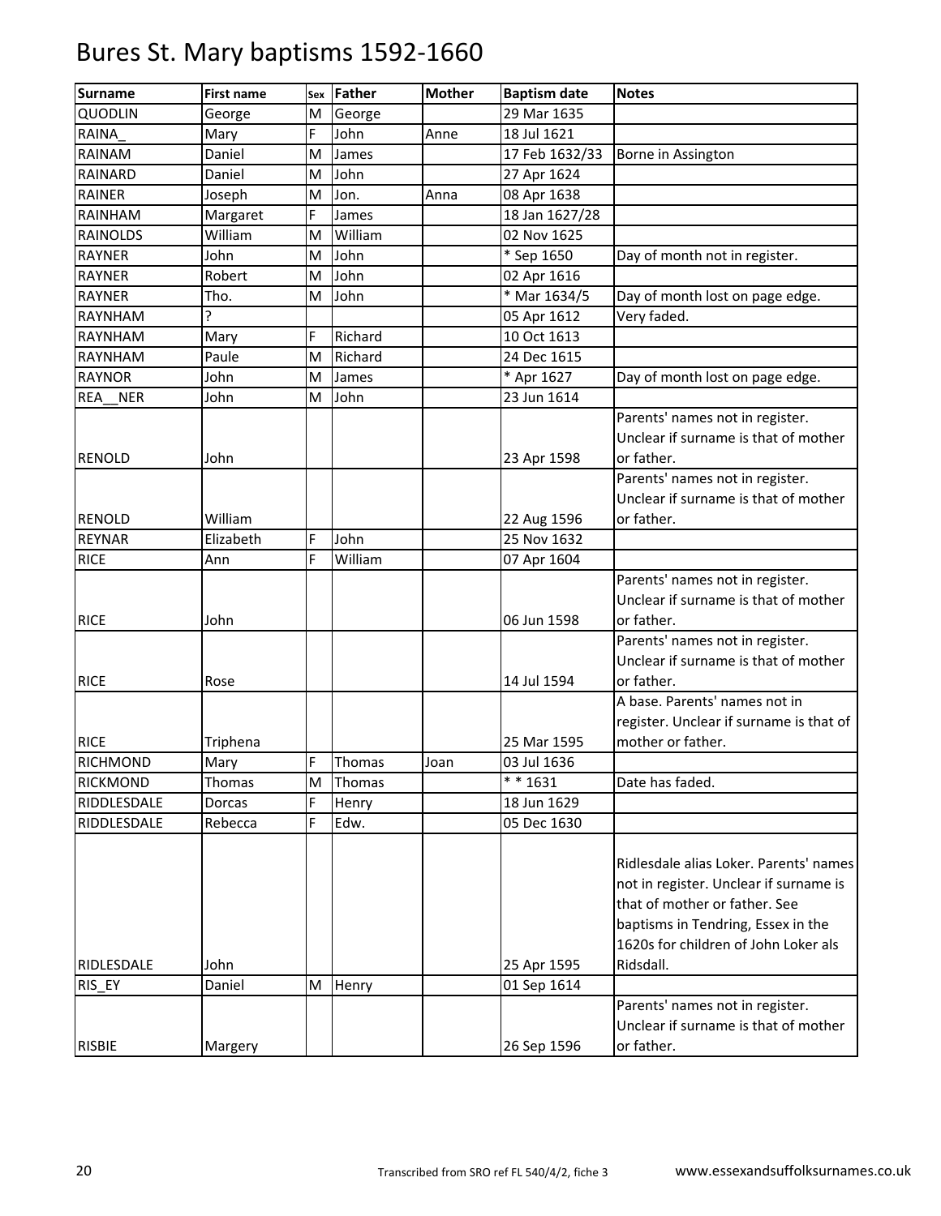# Bures St. Mary baptisms 1592-1660

| Surname | First name | Sex | Father | Mother | Baptism date | Notes |
|---|---|---|---|---|---|---|
| QUODLIN | George | M | George | | 29 Mar 1635 | |
| RAINA_ | Mary | F | John | Anne | 18 Jul 1621 | |
| RAINAM | Daniel | M | James | | 17 Feb 1632/33 | Borne in Assington |
| RAINARD | Daniel | M | John | | 27 Apr 1624 | |
| RAINER | Joseph | M | Jon. | Anna | 08 Apr 1638 | |
| RAINHAM | Margaret | F | James | | 18 Jan 1627/28 | |
| RAINOLDS | William | M | William | | 02 Nov 1625 | |
| RAYNER | John | M | John | | * Sep 1650 | Day of month not in register. |
| RAYNER | Robert | M | John | | 02 Apr 1616 | |
| RAYNER | Tho. | M | John | | * Mar 1634/5 | Day of month lost on page edge. |
| RAYNHAM | ? | | | | 05 Apr 1612 | Very faded. |
| RAYNHAM | Mary | F | Richard | | 10 Oct 1613 | |
| RAYNHAM | Paule | M | Richard | | 24 Dec 1615 | |
| RAYNOR | John | M | James | | * Apr 1627 | Day of month lost on page edge. |
| REA__NER | John | M | John | | 23 Jun 1614 | |
| RENOLD | John | | | | 23 Apr 1598 | Parents' names not in register. Unclear if surname is that of mother or father. |
| RENOLD | William | | | | 22 Aug 1596 | Parents' names not in register. Unclear if surname is that of mother or father. |
| REYNAR | Elizabeth | F | John | | 25 Nov 1632 | |
| RICE | Ann | F | William | | 07 Apr 1604 | |
| RICE | John | | | | 06 Jun 1598 | Parents' names not in register. Unclear if surname is that of mother or father. |
| RICE | Rose | | | | 14 Jul 1594 | Parents' names not in register. Unclear if surname is that of mother or father. |
| RICE | Triphena | | | | 25 Mar 1595 | A base. Parents' names not in register. Unclear if surname is that of mother or father. |
| RICHMOND | Mary | F | Thomas | Joan | 03 Jul 1636 | |
| RICKMOND | Thomas | M | Thomas | | * * 1631 | Date has faded. |
| RIDDLESDALE | Dorcas | F | Henry | | 18 Jun 1629 | |
| RIDDLESDALE | Rebecca | F | Edw. | | 05 Dec 1630 | |
| RIDLESDALE | John | | | | 25 Apr 1595 | Ridlesdale alias Loker. Parents' names not in register. Unclear if surname is that of mother or father. See baptisms in Tendring, Essex in the 1620s for children of John Loker als Ridsdall. |
| RIS_EY | Daniel | M | Henry | | 01 Sep 1614 | |
| RISBIE | Margery | | | | 26 Sep 1596 | Parents' names not in register. Unclear if surname is that of mother or father. |

Transcribed from SRO ref FL 540/4/2, fiche 3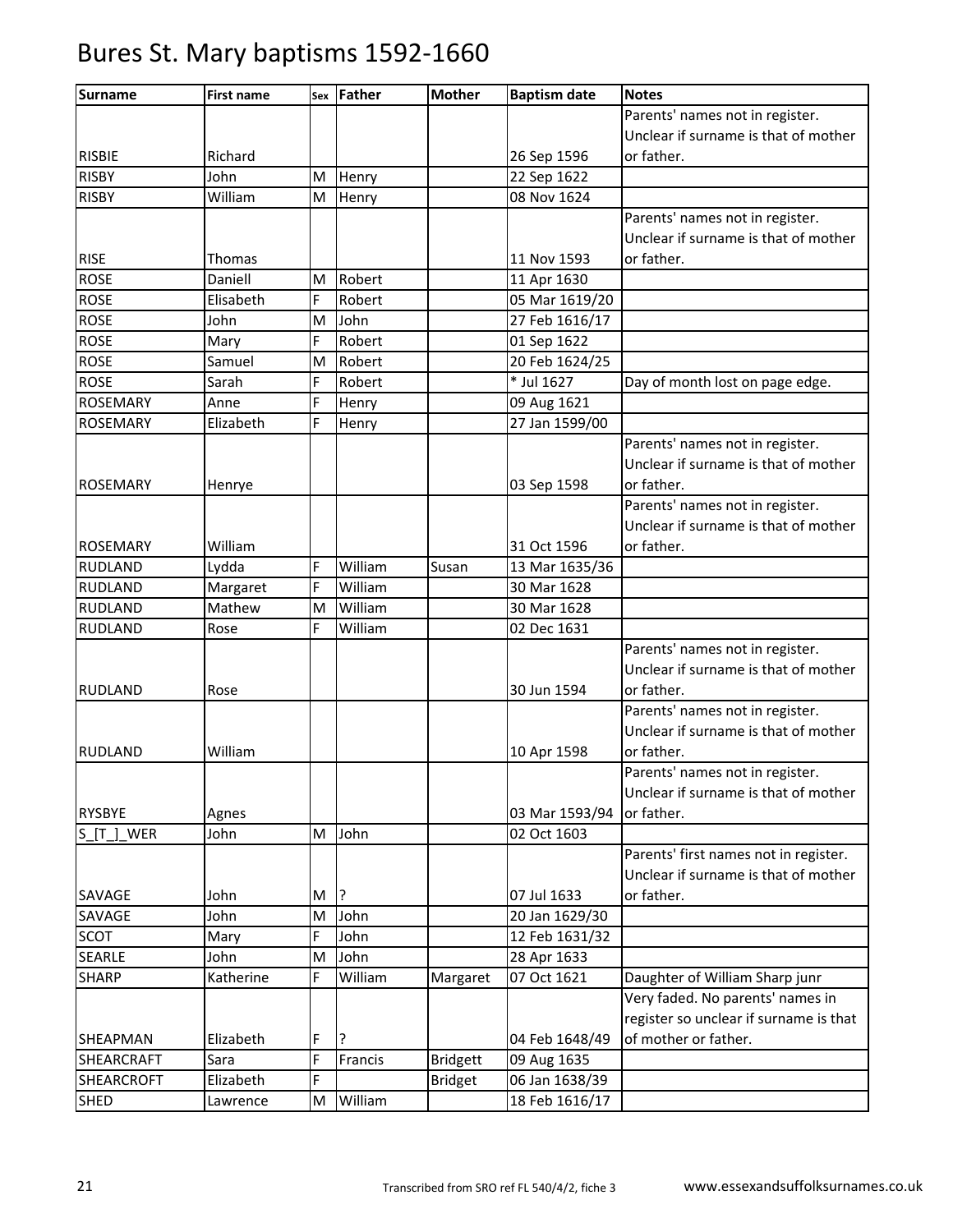# Bures St. Mary baptisms 1592-1660

| Surname | First name | Sex | Father | Mother | Baptism date | Notes |
|---|---|---|---|---|---|---|
| RISBIE | Richard | | | | 26 Sep 1596 | Parents' names not in register. Unclear if surname is that of mother or father. |
| RISBY | John | M | Henry | | 22 Sep 1622 | |
| RISBY | William | M | Henry | | 08 Nov 1624 | |
| RISE | Thomas | | | | 11 Nov 1593 | Parents' names not in register. Unclear if surname is that of mother or father. |
| ROSE | Daniell | M | Robert | | 11 Apr 1630 | |
| ROSE | Elisabeth | F | Robert | | 05 Mar 1619/20 | |
| ROSE | John | M | John | | 27 Feb 1616/17 | |
| ROSE | Mary | F | Robert | | 01 Sep 1622 | |
| ROSE | Samuel | M | Robert | | 20 Feb 1624/25 | |
| ROSE | Sarah | F | Robert | | * Jul 1627 | Day of month lost on page edge. |
| ROSEMARY | Anne | F | Henry | | 09 Aug 1621 | |
| ROSEMARY | Elizabeth | F | Henry | | 27 Jan 1599/00 | |
| ROSEMARY | Henrye | | | | 03 Sep 1598 | Parents' names not in register. Unclear if surname is that of mother or father. |
| ROSEMARY | William | | | | 31 Oct 1596 | Parents' names not in register. Unclear if surname is that of mother or father. |
| RUDLAND | Lydda | F | William | Susan | 13 Mar 1635/36 | |
| RUDLAND | Margaret | F | William | | 30 Mar 1628 | |
| RUDLAND | Mathew | M | William | | 30 Mar 1628 | |
| RUDLAND | Rose | F | William | | 02 Dec 1631 | |
| RUDLAND | Rose | | | | 30 Jun 1594 | Parents' names not in register. Unclear if surname is that of mother or father. |
| RUDLAND | William | | | | 10 Apr 1598 | Parents' names not in register. Unclear if surname is that of mother or father. |
| RYSBYE | Agnes | | | | 03 Mar 1593/94 | Parents' names not in register. Unclear if surname is that of mother or father. |
| S_[T_]_WER | John | M | John | | 02 Oct 1603 | |
| SAVAGE | John | M | ? | | 07 Jul 1633 | Parents' first names not in register. Unclear if surname is that of mother or father. |
| SAVAGE | John | M | John | | 20 Jan 1629/30 | |
| SCOT | Mary | F | John | | 12 Feb 1631/32 | |
| SEARLE | John | M | John | | 28 Apr 1633 | |
| SHARP | Katherine | F | William | Margaret | 07 Oct 1621 | Daughter of William Sharp junr |
| SHEAPMAN | Elizabeth | F | ? | | 04 Feb 1648/49 | Very faded. No parents' names in register so unclear if surname is that of mother or father. |
| SHEARCRAFT | Sara | F | Francis | Bridgett | 09 Aug 1635 | |
| SHEARCROFT | Elizabeth | F | | Bridget | 06 Jan 1638/39 | |
| SHED | Lawrence | M | William | | 18 Feb 1616/17 | |

Transcribed from SRO ref FL 540/4/2, fiche 3 www.essexandsuffolksurnames.co.uk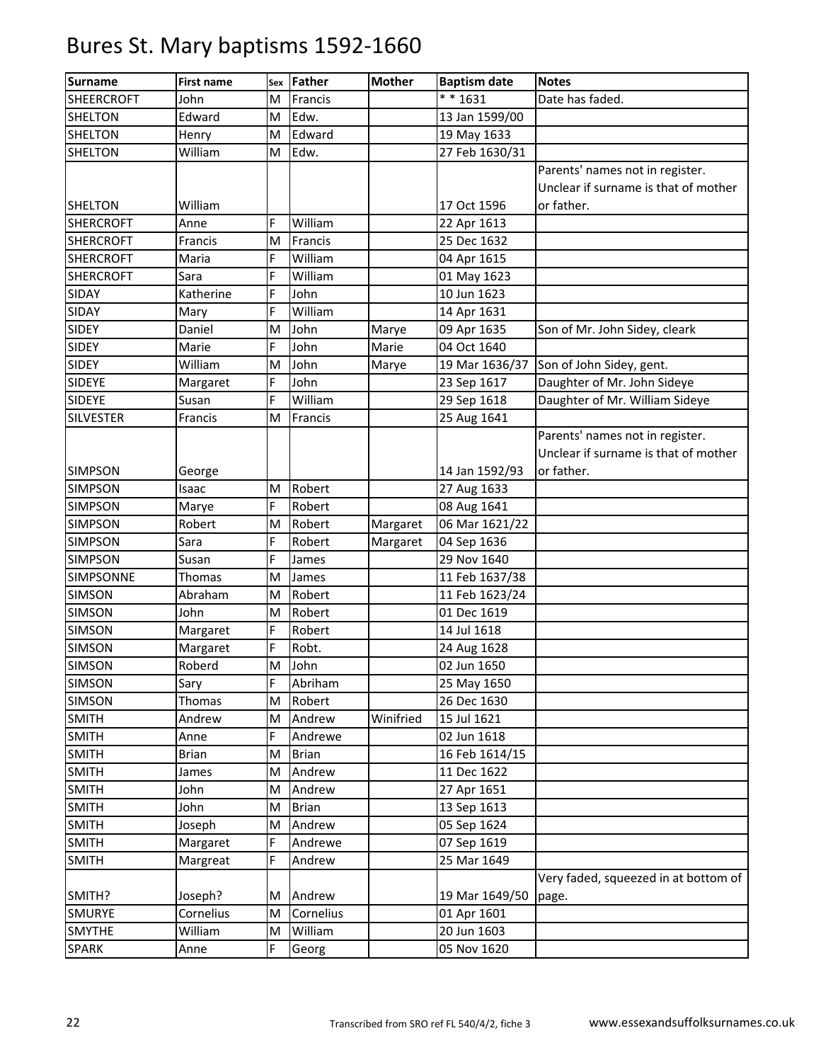# Bures St. Mary baptisms 1592-1660

| Surname | First name | Sex | Father | Mother | Baptism date | Notes |
|---|---|---|---|---|---|---|
| SHEERCROFT | John | M | Francis | | * * 1631 | Date has faded. |
| SHELTON | Edward | M | Edw. | | 13 Jan 1599/00 | |
| SHELTON | Henry | M | Edward | | 19 May 1633 | |
| SHELTON | William | M | Edw. | | 27 Feb 1630/31 | |
| SHELTON | William | | | | 17 Oct 1596 | Parents' names not in register. Unclear if surname is that of mother or father. |
| SHERCROFT | Anne | F | William | | 22 Apr 1613 | |
| SHERCROFT | Francis | M | Francis | | 25 Dec 1632 | |
| SHERCROFT | Maria | F | William | | 04 Apr 1615 | |
| SHERCROFT | Sara | F | William | | 01 May 1623 | |
| SIDAY | Katherine | F | John | | 10 Jun 1623 | |
| SIDAY | Mary | F | William | | 14 Apr 1631 | |
| SIDEY | Daniel | M | John | Marye | 09 Apr 1635 | Son of Mr. John Sidey, cleark |
| SIDEY | Marie | F | John | Marie | 04 Oct 1640 | |
| SIDEY | William | M | John | Marye | 19 Mar 1636/37 | Son of John Sidey, gent. |
| SIDEYE | Margaret | F | John | | 23 Sep 1617 | Daughter of Mr. John Sideye |
| SIDEYE | Susan | F | William | | 29 Sep 1618 | Daughter of Mr. William Sideye |
| SILVESTER | Francis | M | Francis | | 25 Aug 1641 | |
| SIMPSON | George | | | | 14 Jan 1592/93 | Parents' names not in register. Unclear if surname is that of mother or father. |
| SIMPSON | Isaac | M | Robert | | 27 Aug 1633 | |
| SIMPSON | Marye | F | Robert | | 08 Aug 1641 | |
| SIMPSON | Robert | M | Robert | Margaret | 06 Mar 1621/22 | |
| SIMPSON | Sara | F | Robert | Margaret | 04 Sep 1636 | |
| SIMPSON | Susan | F | James | | 29 Nov 1640 | |
| SIMPSONNE | Thomas | M | James | | 11 Feb 1637/38 | |
| SIMSON | Abraham | M | Robert | | 11 Feb 1623/24 | |
| SIMSON | John | M | Robert | | 01 Dec 1619 | |
| SIMSON | Margaret | F | Robert | | 14 Jul 1618 | |
| SIMSON | Margaret | F | Robt. | | 24 Aug 1628 | |
| SIMSON | Roberd | M | John | | 02 Jun 1650 | |
| SIMSON | Sary | F | Abriham | | 25 May 1650 | |
| SIMSON | Thomas | M | Robert | | 26 Dec 1630 | |
| SMITH | Andrew | M | Andrew | Winifried | 15 Jul 1621 | |
| SMITH | Anne | F | Andrewe | | 02 Jun 1618 | |
| SMITH | Brian | M | Brian | | 16 Feb 1614/15 | |
| SMITH | James | M | Andrew | | 11 Dec 1622 | |
| SMITH | John | M | Andrew | | 27 Apr 1651 | |
| SMITH | John | M | Brian | | 13 Sep 1613 | |
| SMITH | Joseph | M | Andrew | | 05 Sep 1624 | |
| SMITH | Margaret | F | Andrewe | | 07 Sep 1619 | |
| SMITH | Margreat | F | Andrew | | 25 Mar 1649 | |
| SMITH? | Joseph? | M | Andrew | | 19 Mar 1649/50 | Very faded, squeezed in at bottom of page. |
| SMURYE | Cornelius | M | Cornelius | | 01 Apr 1601 | |
| SMYTHE | William | M | William | | 20 Jun 1603 | |
| SPARK | Anne | F | Georg | | 05 Nov 1620 | |

Transcribed from SRO ref FL 540/4/2, fiche 3 www.essexandsuffolksurnames.co.uk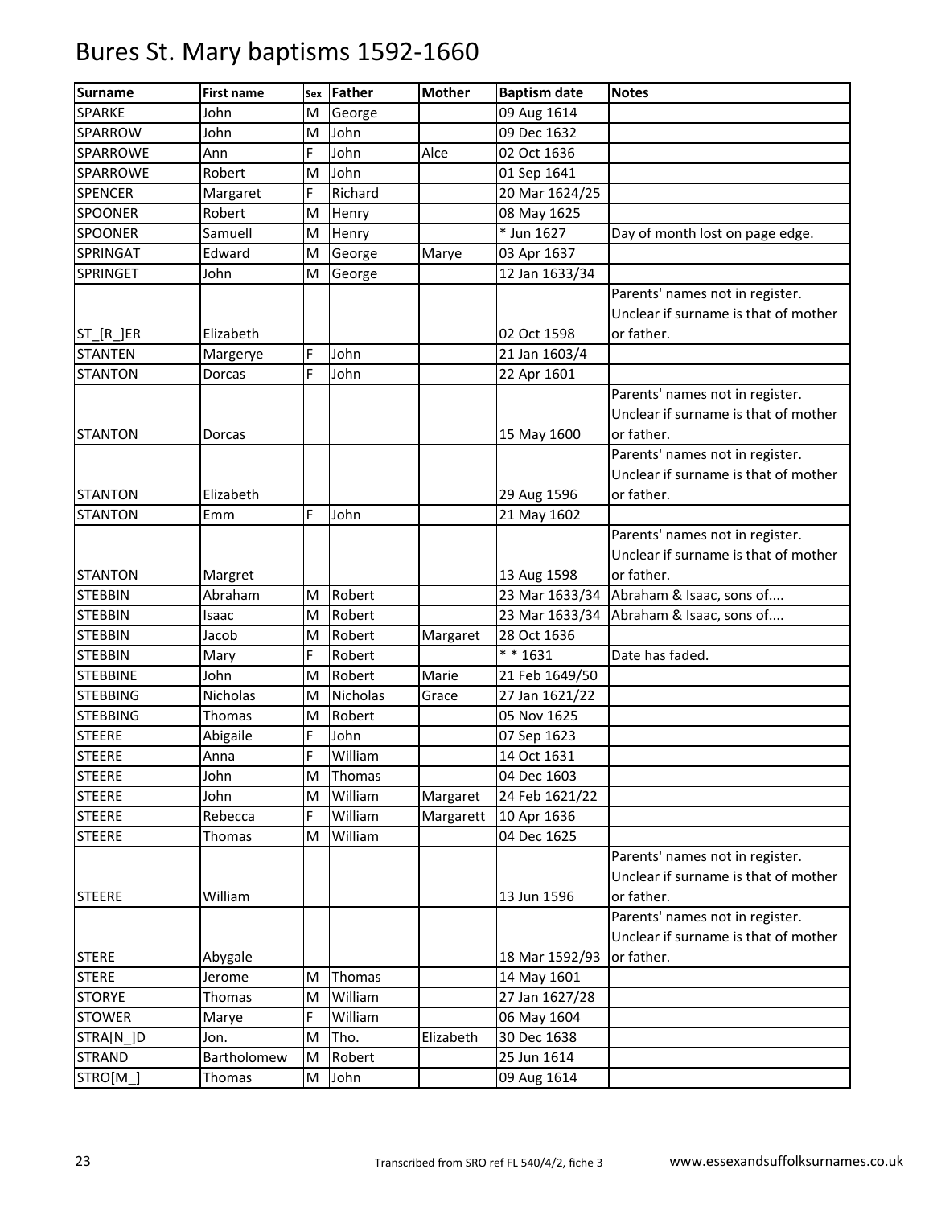# Bures St. Mary baptisms 1592-1660

| Surname | First name | Sex | Father | Mother | Baptism date | Notes |
|---|---|---|---|---|---|---|
| SPARKE | John | M | George | | 09 Aug 1614 | |
| SPARROW | John | M | John | | 09 Dec 1632 | |
| SPARROWE | Ann | F | John | Alce | 02 Oct 1636 | |
| SPARROWE | Robert | M | John | | 01 Sep 1641 | |
| SPENCER | Margaret | F | Richard | | 20 Mar 1624/25 | |
| SPOONER | Robert | M | Henry | | 08 May 1625 | |
| SPOONER | Samuell | M | Henry | | * Jun 1627 | Day of month lost on page edge. |
| SPRINGAT | Edward | M | George | Marye | 03 Apr 1637 | |
| SPRINGET | John | M | George | | 12 Jan 1633/34 | |
| ST_[R_]ER | Elizabeth | | | | 02 Oct 1598 | Parents' names not in register. Unclear if surname is that of mother or father. |
| STANTEN | Margerye | F | John | | 21 Jan 1603/4 | |
| STANTON | Dorcas | F | John | | 22 Apr 1601 | |
| STANTON | Dorcas | | | | 15 May 1600 | Parents' names not in register. Unclear if surname is that of mother or father. |
| STANTON | Elizabeth | | | | 29 Aug 1596 | Parents' names not in register. Unclear if surname is that of mother or father. |
| STANTON | Emm | F | John | | 21 May 1602 | |
| STANTON | Margret | | | | 13 Aug 1598 | Parents' names not in register. Unclear if surname is that of mother or father. |
| STEBBIN | Abraham | M | Robert | | 23 Mar 1633/34 | Abraham & Isaac, sons of.... |
| STEBBIN | Isaac | M | Robert | | 23 Mar 1633/34 | Abraham & Isaac, sons of.... |
| STEBBIN | Jacob | M | Robert | Margaret | 28 Oct 1636 | |
| STEBBIN | Mary | F | Robert | | * * 1631 | Date has faded. |
| STEBBINE | John | M | Robert | Marie | 21 Feb 1649/50 | |
| STEBBING | Nicholas | M | Nicholas | Grace | 27 Jan 1621/22 | |
| STEBBING | Thomas | M | Robert | | 05 Nov 1625 | |
| STEERE | Abigaile | F | John | | 07 Sep 1623 | |
| STEERE | Anna | F | William | | 14 Oct 1631 | |
| STEERE | John | M | Thomas | | 04 Dec 1603 | |
| STEERE | John | M | William | Margaret | 24 Feb 1621/22 | |
| STEERE | Rebecca | F | William | Margarett | 10 Apr 1636 | |
| STEERE | Thomas | M | William | | 04 Dec 1625 | |
| STEERE | William | | | | 13 Jun 1596 | Parents' names not in register. Unclear if surname is that of mother or father. |
| STERE | Abygale | | | | 18 Mar 1592/93 | Parents' names not in register. Unclear if surname is that of mother or father. |
| STERE | Jerome | M | Thomas | | 14 May 1601 | |
| STORYE | Thomas | M | William | | 27 Jan 1627/28 | |
| STOWER | Marye | F | William | | 06 May 1604 | |
| STRA[N_]D | Jon. | M | Tho. | Elizabeth | 30 Dec 1638 | |
| STRAND | Bartholomew | M | Robert | | 25 Jun 1614 | |
| STRO[M_] | Thomas | M | John | | 09 Aug 1614 | |

Transcribed from SRO ref FL 540/4/2, fiche 3 www.essexandsuffolksurnames.co.uk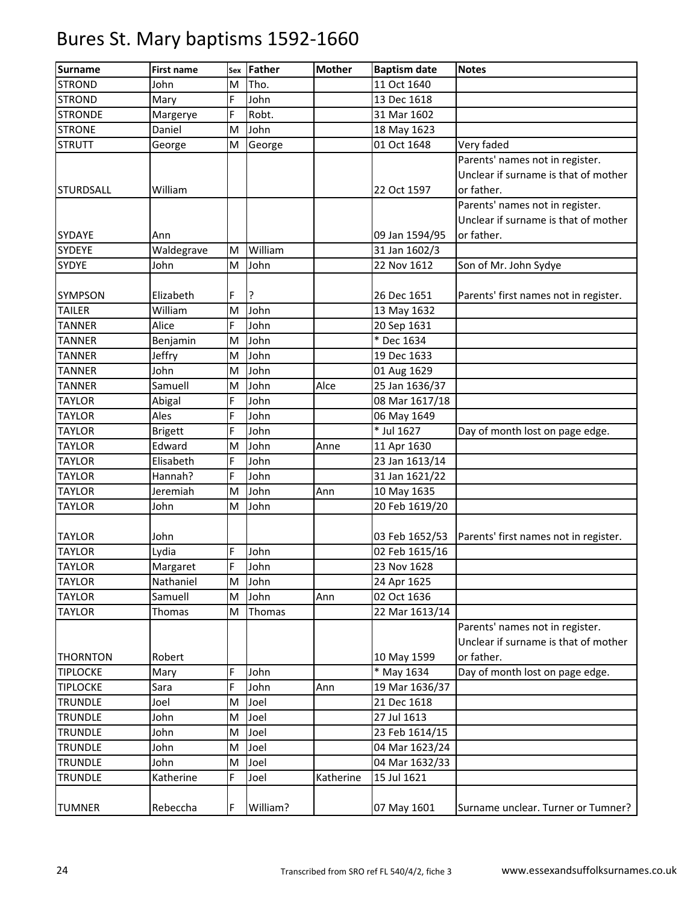# Bures St. Mary baptisms 1592-1660

| Surname | First name | Sex | Father | Mother | Baptism date | Notes |
|---|---|---|---|---|---|---|
| STROND | John | M | Tho. | | 11 Oct 1640 | |
| STROND | Mary | F | John | | 13 Dec 1618 | |
| STRONDE | Margerye | F | Robt. | | 31 Mar 1602 | |
| STRONE | Daniel | M | John | | 18 May 1623 | |
| STRUTT | George | M | George | | 01 Oct 1648 | Very faded |
| STURDSALL | William | | | | 22 Oct 1597 | Parents' names not in register. Unclear if surname is that of mother or father. |
| SYDAYE | Ann | | | | 09 Jan 1594/95 | Parents' names not in register. Unclear if surname is that of mother or father. |
| SYDEYE | Waldegrave | M | William | | 31 Jan 1602/3 | |
| SYDYE | John | M | John | | 22 Nov 1612 | Son of Mr. John Sydye |
| SYMPSON | Elizabeth | F | ? | | 26 Dec 1651 | Parents' first names not in register. |
| TAILER | William | M | John | | 13 May 1632 | |
| TANNER | Alice | F | John | | 20 Sep 1631 | |
| TANNER | Benjamin | M | John | | * Dec 1634 | |
| TANNER | Jeffry | M | John | | 19 Dec 1633 | |
| TANNER | John | M | John | | 01 Aug 1629 | |
| TANNER | Samuell | M | John | Alce | 25 Jan 1636/37 | |
| TAYLOR | Abigal | F | John | | 08 Mar 1617/18 | |
| TAYLOR | Ales | F | John | | 06 May 1649 | |
| TAYLOR | Brigett | F | John | | * Jul 1627 | Day of month lost on page edge. |
| TAYLOR | Edward | M | John | Anne | 11 Apr 1630 | |
| TAYLOR | Elisabeth | F | John | | 23 Jan 1613/14 | |
| TAYLOR | Hannah? | F | John | | 31 Jan 1621/22 | |
| TAYLOR | Jeremiah | M | John | Ann | 10 May 1635 | |
| TAYLOR | John | M | John | | 20 Feb 1619/20 | |
| TAYLOR | John | | | | 03 Feb 1652/53 | Parents' first names not in register. |
| TAYLOR | Lydia | F | John | | 02 Feb 1615/16 | |
| TAYLOR | Margaret | F | John | | 23 Nov 1628 | |
| TAYLOR | Nathaniel | M | John | | 24 Apr 1625 | |
| TAYLOR | Samuell | M | John | Ann | 02 Oct 1636 | |
| TAYLOR | Thomas | M | Thomas | | 22 Mar 1613/14 | |
| THORNTON | Robert | | | | 10 May 1599 | Parents' names not in register. Unclear if surname is that of mother or father. |
| TIPLOCKE | Mary | F | John | | * May 1634 | Day of month lost on page edge. |
| TIPLOCKE | Sara | F | John | Ann | 19 Mar 1636/37 | |
| TRUNDLE | Joel | M | Joel | | 21 Dec 1618 | |
| TRUNDLE | John | M | Joel | | 27 Jul 1613 | |
| TRUNDLE | John | M | Joel | | 23 Feb 1614/15 | |
| TRUNDLE | John | M | Joel | | 04 Mar 1623/24 | |
| TRUNDLE | John | M | Joel | | 04 Mar 1632/33 | |
| TRUNDLE | Katherine | F | Joel | Katherine | 15 Jul 1621 | |
| TUMNER | Rebeccha | F | William? | | 07 May 1601 | Surname unclear. Turner or Tumner? |

Transcribed from SRO ref FL 540/4/2, fiche 3 www.essexandsuffolksurnames.co.uk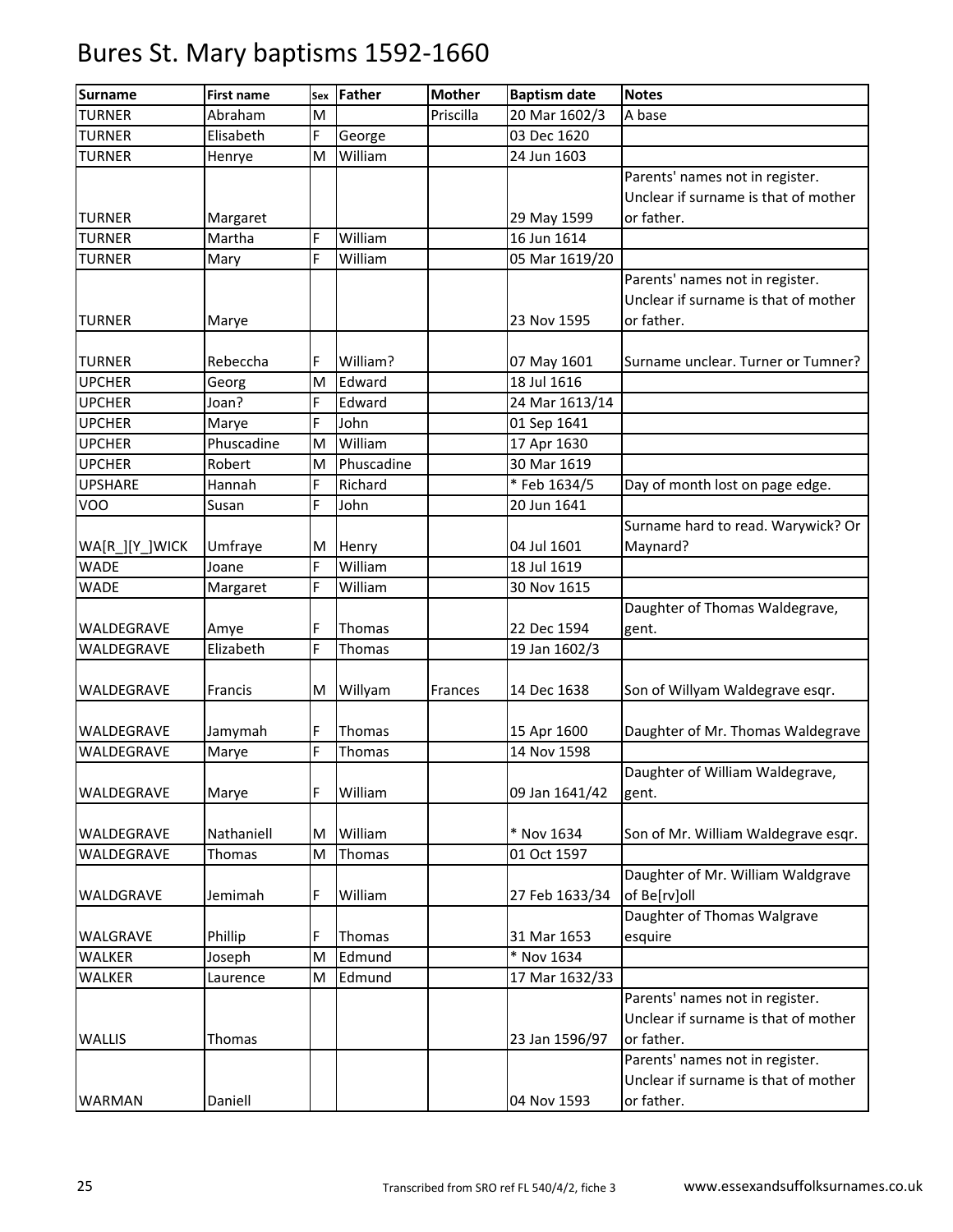# Bures St. Mary baptisms 1592-1660

| Surname | First name | Sex | Father | Mother | Baptism date | Notes |
|---|---|---|---|---|---|---|
| TURNER | Abraham | M | | Priscilla | 20 Mar 1602/3 | A base |
| TURNER | Elisabeth | F | George | | 03 Dec 1620 | |
| TURNER | Henrye | M | William | | 24 Jun 1603 | |
| TURNER | Margaret | | | | 29 May 1599 | Parents' names not in register. Unclear if surname is that of mother or father. |
| TURNER | Martha | F | William | | 16 Jun 1614 | |
| TURNER | Mary | F | William | | 05 Mar 1619/20 | |
| TURNER | Marye | | | | 23 Nov 1595 | Parents' names not in register. Unclear if surname is that of mother or father. |
| TURNER | Rebeccha | F | William? | | 07 May 1601 | Surname unclear. Turner or Tumner? |
| UPCHER | Georg | M | Edward | | 18 Jul 1616 | |
| UPCHER | Joan? | F | Edward | | 24 Mar 1613/14 | |
| UPCHER | Marye | F | John | | 01 Sep 1641 | |
| UPCHER | Phuscadine | M | William | | 17 Apr 1630 | |
| UPCHER | Robert | M | Phuscadine | | 30 Mar 1619 | |
| UPSHARE | Hannah | F | Richard | | * Feb 1634/5 | Day of month lost on page edge. |
| VOO | Susan | F | John | | 20 Jun 1641 | |
| WA[R_][Y_]WICK | Umfraye | M | Henry | | 04 Jul 1601 | Surname hard to read. Warywick? Or Maynard? |
| WADE | Joane | F | William | | 18 Jul 1619 | |
| WADE | Margaret | F | William | | 30 Nov 1615 | |
| WALDEGRAVE | Amye | F | Thomas | | 22 Dec 1594 | Daughter of Thomas Waldegrave, gent. |
| WALDEGRAVE | Elizabeth | F | Thomas | | 19 Jan 1602/3 | |
| WALDEGRAVE | Francis | M | Willyam | Frances | 14 Dec 1638 | Son of Willyam Waldegrave esqr. |
| WALDEGRAVE | Jamymah | F | Thomas | | 15 Apr 1600 | Daughter of Mr. Thomas Waldegrave |
| WALDEGRAVE | Marye | F | Thomas | | 14 Nov 1598 | |
| WALDEGRAVE | Marye | F | William | | 09 Jan 1641/42 | Daughter of William Waldegrave, gent. |
| WALDEGRAVE | Nathaniell | M | William | | * Nov 1634 | Son of Mr. William Waldegrave esqr. |
| WALDEGRAVE | Thomas | M | Thomas | | 01 Oct 1597 | |
| WALDGRAVE | Jemimah | F | William | | 27 Feb 1633/34 | Daughter of Mr. William Waldgrave of Be[rv]oll |
| WALGRAVE | Phillip | F | Thomas | | 31 Mar 1653 | Daughter of Thomas Walgrave esquire |
| WALKER | Joseph | M | Edmund | | * Nov 1634 | |
| WALKER | Laurence | M | Edmund | | 17 Mar 1632/33 | |
| WALLIS | Thomas | | | | 23 Jan 1596/97 | Parents' names not in register. Unclear if surname is that of mother or father. |
| WARMAN | Daniell | | | | 04 Nov 1593 | Parents' names not in register. Unclear if surname is that of mother or father. |

Transcribed from SRO ref FL 540/4/2, fiche 3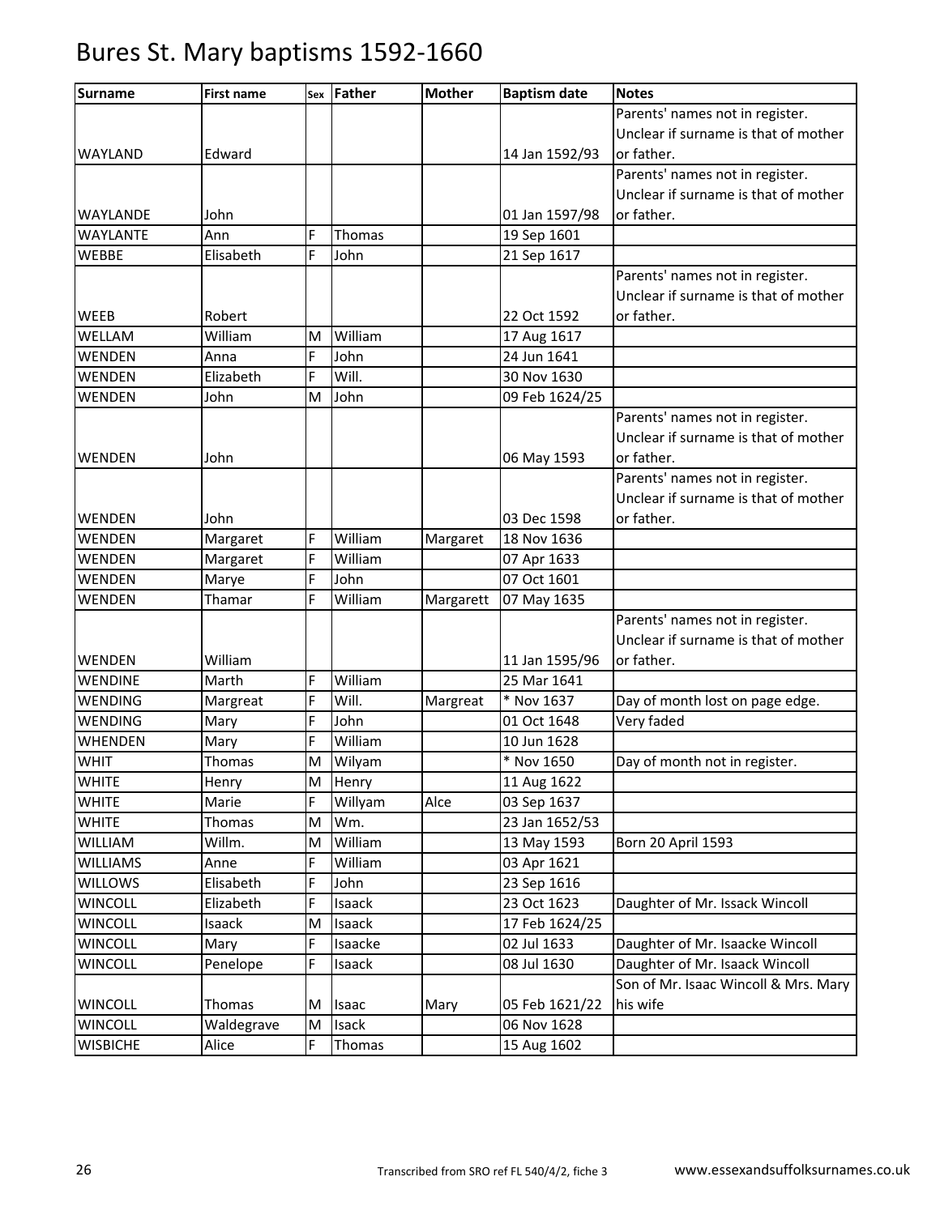# Bures St. Mary baptisms 1592-1660

| Surname | First name | Sex | Father | Mother | Baptism date | Notes |
|---|---|---|---|---|---|---|
| WAYLAND | Edward | | | | 14 Jan 1592/93 | Parents' names not in register. Unclear if surname is that of mother or father. |
| WAYLANDE | John | | | | 01 Jan 1597/98 | Parents' names not in register. Unclear if surname is that of mother or father. |
| WAYLANTE | Ann | F | Thomas | | 19 Sep 1601 | |
| WEBBE | Elisabeth | F | John | | 21 Sep 1617 | |
| WEEB | Robert | | | | 22 Oct 1592 | Parents' names not in register. Unclear if surname is that of mother or father. |
| WELLAM | William | M | William | | 17 Aug 1617 | |
| WENDEN | Anna | F | John | | 24 Jun 1641 | |
| WENDEN | Elizabeth | F | Will. | | 30 Nov 1630 | |
| WENDEN | John | M | John | | 09 Feb 1624/25 | |
| WENDEN | John | | | | 06 May 1593 | Parents' names not in register. Unclear if surname is that of mother or father. |
| WENDEN | John | | | | 03 Dec 1598 | Parents' names not in register. Unclear if surname is that of mother or father. |
| WENDEN | Margaret | F | William | Margaret | 18 Nov 1636 | |
| WENDEN | Margaret | F | William | | 07 Apr 1633 | |
| WENDEN | Marye | F | John | | 07 Oct 1601 | |
| WENDEN | Thamar | F | William | Margarett | 07 May 1635 | |
| WENDEN | William | | | | 11 Jan 1595/96 | Parents' names not in register. Unclear if surname is that of mother or father. |
| WENDINE | Marth | F | William | | 25 Mar 1641 | |
| WENDING | Margreat | F | Will. | Margreat | * Nov 1637 | Day of month lost on page edge. |
| WENDING | Mary | F | John | | 01 Oct 1648 | Very faded |
| WHENDEN | Mary | F | William | | 10 Jun 1628 | |
| WHIT | Thomas | M | Wilyam | | * Nov 1650 | Day of month not in register. |
| WHITE | Henry | M | Henry | | 11 Aug 1622 | |
| WHITE | Marie | F | Willyam | Alce | 03 Sep 1637 | |
| WHITE | Thomas | M | Wm. | | 23 Jan 1652/53 | |
| WILLIAM | Willm. | M | William | | 13 May 1593 | Born 20 April 1593 |
| WILLIAMS | Anne | F | William | | 03 Apr 1621 | |
| WILLOWS | Elisabeth | F | John | | 23 Sep 1616 | |
| WINCOLL | Elizabeth | F | Isaack | | 23 Oct 1623 | Daughter of Mr. Issack Wincoll |
| WINCOLL | Isaack | M | Isaack | | 17 Feb 1624/25 | |
| WINCOLL | Mary | F | Isaacke | | 02 Jul 1633 | Daughter of Mr. Isaacke Wincoll |
| WINCOLL | Penelope | F | Isaack | | 08 Jul 1630 | Daughter of Mr. Isaack Wincoll |
| WINCOLL | Thomas | M | Isaac | Mary | 05 Feb 1621/22 | Son of Mr. Isaac Wincoll & Mrs. Mary his wife |
| WINCOLL | Waldegrave | M | Isack | | 06 Nov 1628 | |
| WISBICHE | Alice | F | Thomas | | 15 Aug 1602 | |

Transcribed from SRO ref FL 540/4/2, fiche 3

www.essexandsuffolksurnames.co.uk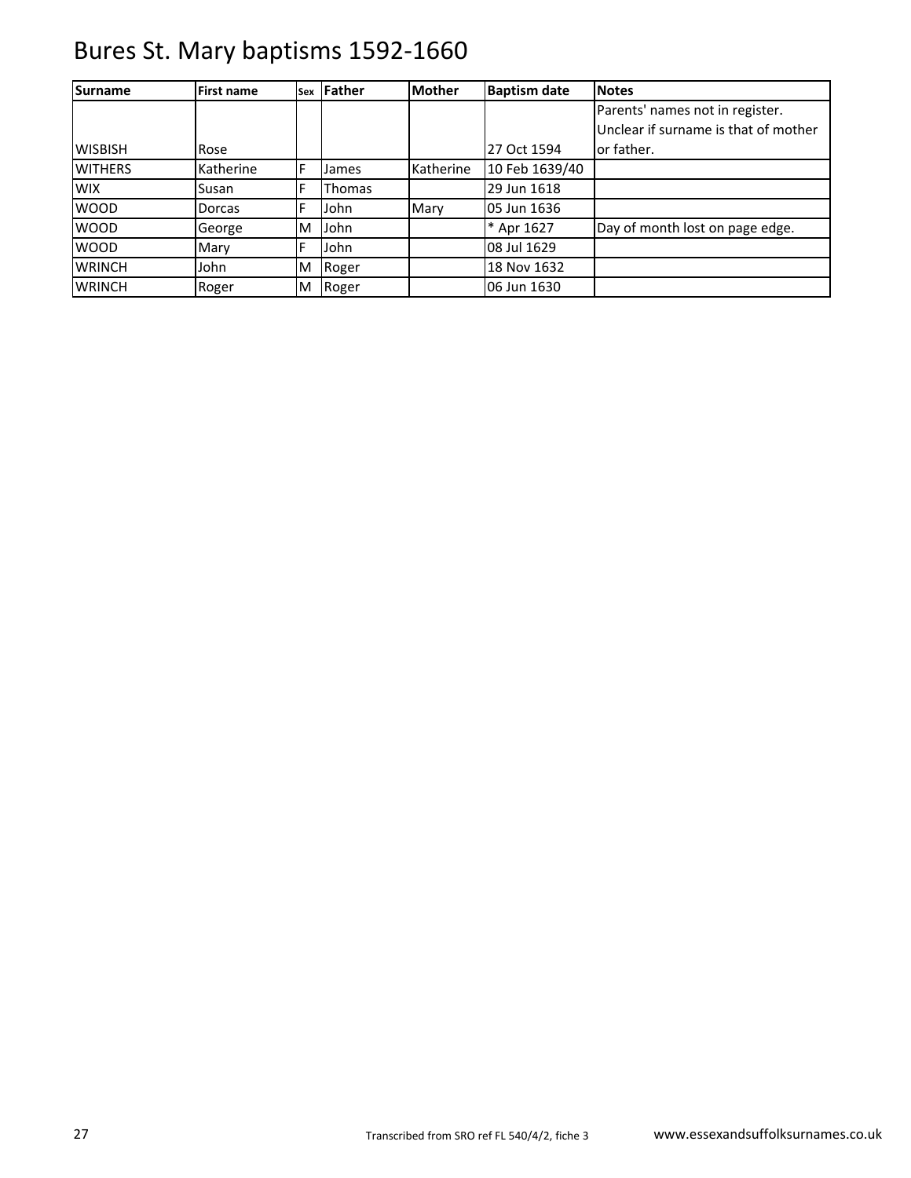# Bures St. Mary baptisms 1592-1660

| Surname | First name | Sex | Father | Mother | Baptism date | Notes |
|---|---|---|---|---|---|---|
| WISBISH | Rose | | | | 27 Oct 1594 | Parents' names not in register. Unclear if surname is that of mother or father. |
| WITHERS | Katherine | F | James | Katherine | 10 Feb 1639/40 | |
| WIX | Susan | F | Thomas | | 29 Jun 1618 | |
| WOOD | Dorcas | F | John | Mary | 05 Jun 1636 | |
| WOOD | George | M | John | | * Apr 1627 | Day of month lost on page edge. |
| WOOD | Mary | F | John | | 08 Jul 1629 | |
| WRINCH | John | M | Roger | | 18 Nov 1632 | |
| WRINCH | Roger | M | Roger | | 06 Jun 1630 | |

Transcribed from SRO ref FL 540/4/2, fiche 3

www.essexandsuffolksurnames.co.uk